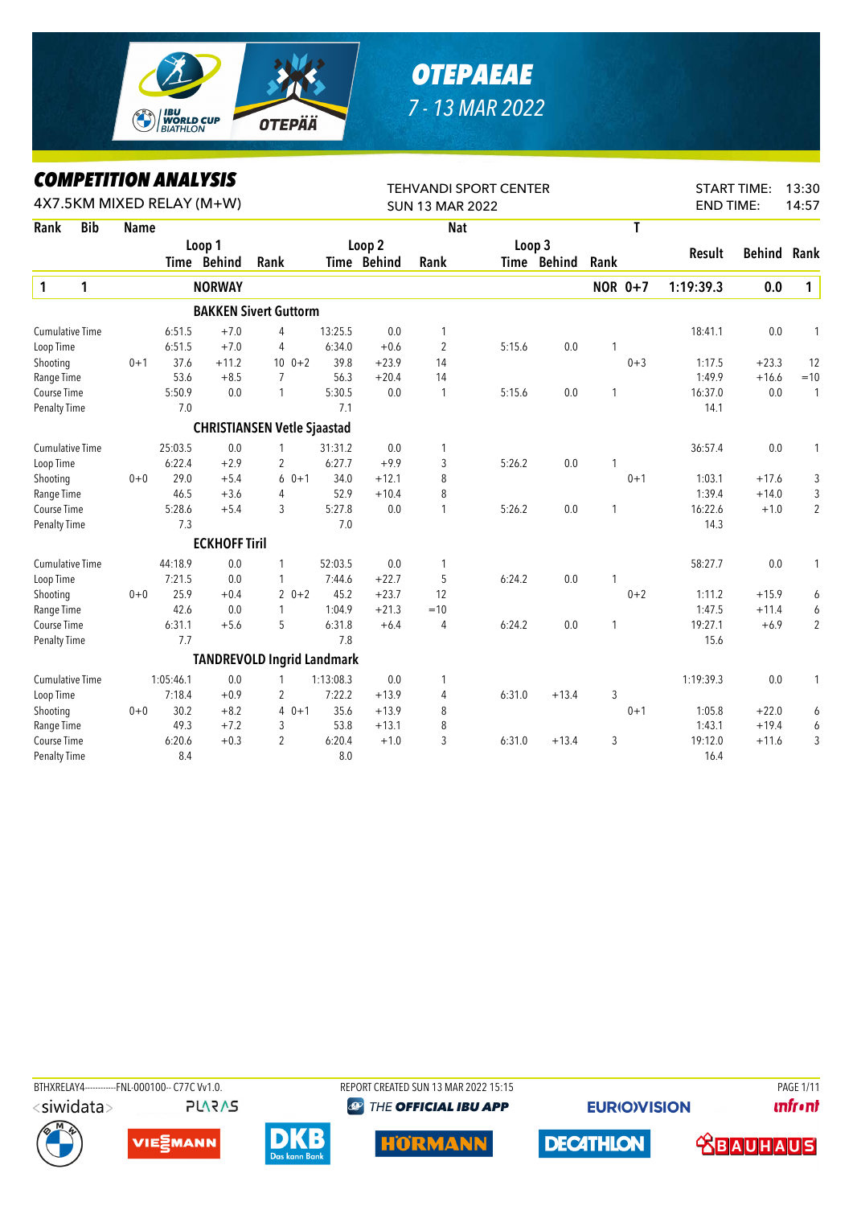# OTEPAEAE

7 - 13 MAR 2022

## COMPETITION ANALYSIS

4X7.5KM MIXED RELAY (M+W)

TEHVANDI SPORT CENTER
SUN 13 MAR 2022

START TIME: 13:30
END TIME: 14:57

| Rank | Bib | Name | | Loop 1 Time | Loop 1 Behind | Loop 1 Rank | | Loop 2 Time | Loop 2 Behind | Loop 2 Rank | Loop 3 Time | Loop 3 Behind | Loop 3 Rank | T | Result | Behind | Rank |
|---|---|---|---|---|---|---|---|---|---|---|---|---|---|---|---|---|---|
| **1** | **1** | **NORWAY** | | | | | | | | | | | | **NOR 0+7** | **1:19:39.3** | **0.0** | **1** |
| | | **BAKKEN Sivert Guttorm** | | | | | | | | | | | | | | | |
| | | Cumulative Time | | 6:51.5 | +7.0 | 4 | | 13:25.5 | 0.0 | 1 | | | | | 18:41.1 | 0.0 | 1 |
| | | Loop Time | | 6:51.5 | +7.0 | 4 | | 6:34.0 | +0.6 | 2 | 5:15.6 | 0.0 | 1 | | | | |
| | | Shooting | 0+1 | 37.6 | +11.2 | 10 | 0+2 | 39.8 | +23.9 | 14 | | | | 0+3 | 1:17.5 | +23.3 | 12 |
| | | Range Time | | 53.6 | +8.5 | 7 | | 56.3 | +20.4 | 14 | | | | | 1:49.9 | +16.6 | =10 |
| | | Course Time | | 5:50.9 | 0.0 | 1 | | 5:30.5 | 0.0 | 1 | 5:15.6 | 0.0 | 1 | | 16:37.0 | 0.0 | 1 |
| | | Penalty Time | | 7.0 | | | | 7.1 | | | | | | | 14.1 | | |
| | | **CHRISTIANSEN Vetle Sjaastad** | | | | | | | | | | | | | | | |
| | | Cumulative Time | | 25:03.5 | 0.0 | 1 | | 31:31.2 | 0.0 | 1 | | | | | 36:57.4 | 0.0 | 1 |
| | | Loop Time | | 6:22.4 | +2.9 | 2 | | 6:27.7 | +9.9 | 3 | 5:26.2 | 0.0 | 1 | | | | |
| | | Shooting | 0+0 | 29.0 | +5.4 | 6 | 0+1 | 34.0 | +12.1 | 8 | | | | 0+1 | 1:03.1 | +17.6 | 3 |
| | | Range Time | | 46.5 | +3.6 | 4 | | 52.9 | +10.4 | 8 | | | | | 1:39.4 | +14.0 | 3 |
| | | Course Time | | 5:28.6 | +5.4 | 3 | | 5:27.8 | 0.0 | 1 | 5:26.2 | 0.0 | 1 | | 16:22.6 | +1.0 | 2 |
| | | Penalty Time | | 7.3 | | | | 7.0 | | | | | | | 14.3 | | |
| | | **ECKHOFF Tiril** | | | | | | | | | | | | | | | |
| | | Cumulative Time | | 44:18.9 | 0.0 | 1 | | 52:03.5 | 0.0 | 1 | | | | | 58:27.7 | 0.0 | 1 |
| | | Loop Time | | 7:21.5 | 0.0 | 1 | | 7:44.6 | +22.7 | 5 | 6:24.2 | 0.0 | 1 | | | | |
| | | Shooting | 0+0 | 25.9 | +0.4 | 2 | 0+2 | 45.2 | +23.7 | 12 | | | | 0+2 | 1:11.2 | +15.9 | 6 |
| | | Range Time | | 42.6 | 0.0 | 1 | | 1:04.9 | +21.3 | =10 | | | | | 1:47.5 | +11.4 | 6 |
| | | Course Time | | 6:31.1 | +5.6 | 5 | | 6:31.8 | +6.4 | 4 | 6:24.2 | 0.0 | 1 | | 19:27.1 | +6.9 | 2 |
| | | Penalty Time | | 7.7 | | | | 7.8 | | | | | | | 15.6 | | |
| | | **TANDREVOLD Ingrid Landmark** | | | | | | | | | | | | | | | |
| | | Cumulative Time | | 1:05:46.1 | 0.0 | 1 | | 1:13:08.3 | 0.0 | 1 | | | | | 1:19:39.3 | 0.0 | 1 |
| | | Loop Time | | 7:18.4 | +0.9 | 2 | | 7:22.2 | +13.9 | 4 | 6:31.0 | +13.4 | 3 | | | | |
| | | Shooting | 0+0 | 30.2 | +8.2 | 4 | 0+1 | 35.6 | +13.9 | 8 | | | | 0+1 | 1:05.8 | +22.0 | 6 |
| | | Range Time | | 49.3 | +7.2 | 3 | | 53.8 | +13.1 | 8 | | | | | 1:43.1 | +19.4 | 6 |
| | | Course Time | | 6:20.6 | +0.3 | 2 | | 6:20.4 | +1.0 | 3 | 6:31.0 | +13.4 | 3 | | 19:12.0 | +11.6 | 3 |
| | | Penalty Time | | 8.4 | | | | 8.0 | | | | | | | 16.4 | | |

BTHXRELAY4-----------FNL-000100-- C77C Vv1.0. REPORT CREATED SUN 13 MAR 2022 15:15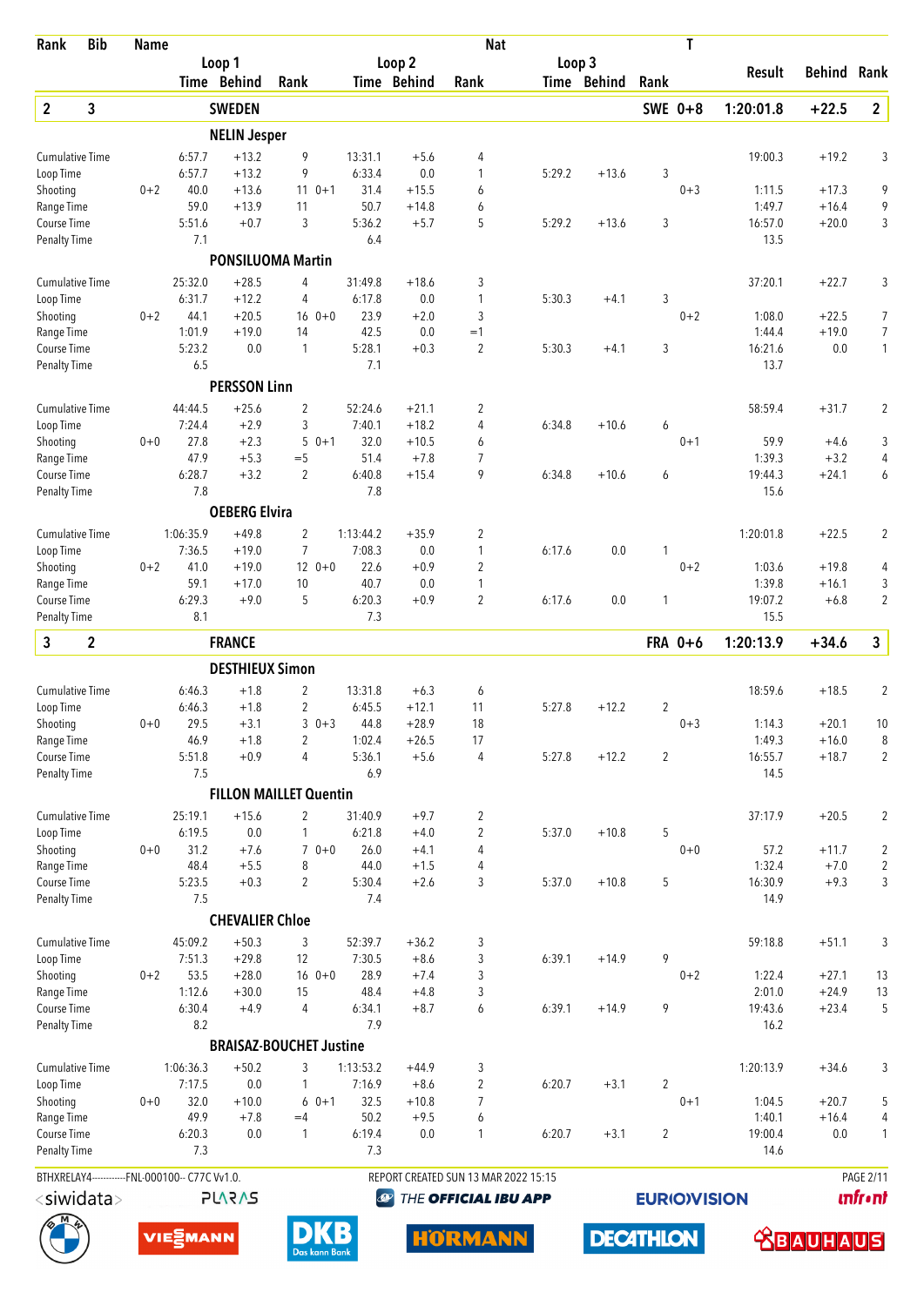| Rank | Bib | Name | | Loop 1 Time | Loop 1 Behind | Loop 1 Rank | | Loop 2 Time | Loop 2 Behind | Loop 2 Rank | Loop 3 Time | Loop 3 Behind | Loop 3 Rank | Nat | T | Result | Behind | Rank |
|---|---|---|---|---|---|---|---|---|---|---|---|---|---|---|---|---|---|---|
| **2** | **3** | **SWEDEN** | | | | | | | | | | | | **SWE** | **0+8** | **1:20:01.8** | **+22.5** | **2** |
| | | **NELIN Jesper** | | | | | | | | | | | | | | | | |
| Cumulative Time | | | | 6:57.7 | +13.2 | 9 | | 13:31.1 | +5.6 | 4 | | | | | | 19:00.3 | +19.2 | 3 |
| Loop Time | | | | 6:57.7 | +13.2 | 9 | | 6:33.4 | 0.0 | 1 | 5:29.2 | +13.6 | 3 | | | | | |
| Shooting | | | 0+2 | 40.0 | +13.6 | 11 | 0+1 | 31.4 | +15.5 | 6 | | | | | 0+3 | 1:11.5 | +17.3 | 9 |
| Range Time | | | | 59.0 | +13.9 | 11 | | 50.7 | +14.8 | 6 | | | | | | 1:49.7 | +16.4 | 9 |
| Course Time | | | | 5:51.6 | +0.7 | 3 | | 5:36.2 | +5.7 | 5 | 5:29.2 | +13.6 | 3 | | | 16:57.0 | +20.0 | 3 |
| Penalty Time | | | | 7.1 | | | | 6.4 | | | | | | | | 13.5 | | |
| | | **PONSILUOMA Martin** | | | | | | | | | | | | | | | | |
| Cumulative Time | | | | 25:32.0 | +28.5 | 4 | | 31:49.8 | +18.6 | 3 | | | | | | 37:20.1 | +22.7 | 3 |
| Loop Time | | | | 6:31.7 | +12.2 | 4 | | 6:17.8 | 0.0 | 1 | 5:30.3 | +4.1 | 3 | | | | | |
| Shooting | | | 0+2 | 44.1 | +20.5 | 16 | 0+0 | 23.9 | +2.0 | 3 | | | | | 0+2 | 1:08.0 | +22.5 | 7 |
| Range Time | | | | 1:01.9 | +19.0 | 14 | | 42.5 | 0.0 | =1 | | | | | | 1:44.4 | +19.0 | 7 |
| Course Time | | | | 5:23.2 | 0.0 | 1 | | 5:28.1 | +0.3 | 2 | 5:30.3 | +4.1 | 3 | | | 16:21.6 | 0.0 | 1 |
| Penalty Time | | | | 6.5 | | | | 7.1 | | | | | | | | 13.7 | | |
| | | **PERSSON Linn** | | | | | | | | | | | | | | | | |
| Cumulative Time | | | | 44:44.5 | +25.6 | 2 | | 52:24.6 | +21.1 | 2 | | | | | | 58:59.4 | +31.7 | 2 |
| Loop Time | | | | 7:24.4 | +2.9 | 3 | | 7:40.1 | +18.2 | 4 | 6:34.8 | +10.6 | 6 | | | | | |
| Shooting | | | 0+0 | 27.8 | +2.3 | 5 | 0+1 | 32.0 | +10.5 | 6 | | | | | 0+1 | 59.9 | +4.6 | 3 |
| Range Time | | | | 47.9 | +5.3 | =5 | | 51.4 | +7.8 | 7 | | | | | | 1:39.3 | +3.2 | 4 |
| Course Time | | | | 6:28.7 | +3.2 | 2 | | 6:40.8 | +15.4 | 9 | 6:34.8 | +10.6 | 6 | | | 19:44.3 | +24.1 | 6 |
| Penalty Time | | | | 7.8 | | | | 7.8 | | | | | | | | 15.6 | | |
| | | **OEBERG Elvira** | | | | | | | | | | | | | | | | |
| Cumulative Time | | | | 1:06:35.9 | +49.8 | 2 | | 1:13:44.2 | +35.9 | 2 | | | | | | 1:20:01.8 | +22.5 | 2 |
| Loop Time | | | | 7:36.5 | +19.0 | 7 | | 7:08.3 | 0.0 | 1 | 6:17.6 | 0.0 | 1 | | | | | |
| Shooting | | | 0+2 | 41.0 | +19.0 | 12 | 0+0 | 22.6 | +0.9 | 2 | | | | | 0+2 | 1:03.6 | +19.8 | 4 |
| Range Time | | | | 59.1 | +17.0 | 10 | | 40.7 | 0.0 | 1 | | | | | | 1:39.8 | +16.1 | 3 |
| Course Time | | | | 6:29.3 | +9.0 | 5 | | 6:20.3 | +0.9 | 2 | 6:17.6 | 0.0 | 1 | | | 19:07.2 | +6.8 | 2 |
| Penalty Time | | | | 8.1 | | | | 7.3 | | | | | | | | 15.5 | | |
| **3** | **2** | **FRANCE** | | | | | | | | | | | | **FRA** | **0+6** | **1:20:13.9** | **+34.6** | **3** |
| | | **DESTHIEUX Simon** | | | | | | | | | | | | | | | | |
| Cumulative Time | | | | 6:46.3 | +1.8 | 2 | | 13:31.8 | +6.3 | 6 | | | | | | 18:59.6 | +18.5 | 2 |
| Loop Time | | | | 6:46.3 | +1.8 | 2 | | 6:45.5 | +12.1 | 11 | 5:27.8 | +12.2 | 2 | | | | | |
| Shooting | | | 0+0 | 29.5 | +3.1 | 3 | 0+3 | 44.8 | +28.9 | 18 | | | | | 0+3 | 1:14.3 | +20.1 | 10 |
| Range Time | | | | 46.9 | +1.8 | 2 | | 1:02.4 | +26.5 | 17 | | | | | | 1:49.3 | +16.0 | 8 |
| Course Time | | | | 5:51.8 | +0.9 | 4 | | 5:36.1 | +5.6 | 4 | 5:27.8 | +12.2 | 2 | | | 16:55.7 | +18.7 | 2 |
| Penalty Time | | | | 7.5 | | | | 6.9 | | | | | | | | 14.5 | | |
| | | **FILLON MAILLET Quentin** | | | | | | | | | | | | | | | | |
| Cumulative Time | | | | 25:19.1 | +15.6 | 2 | | 31:40.9 | +9.7 | 2 | | | | | | 37:17.9 | +20.5 | 2 |
| Loop Time | | | | 6:19.5 | 0.0 | 1 | | 6:21.8 | +4.0 | 2 | 5:37.0 | +10.8 | 5 | | | | | |
| Shooting | | | 0+0 | 31.2 | +7.6 | 7 | 0+0 | 26.0 | +4.1 | 4 | | | | | 0+0 | 57.2 | +11.7 | 2 |
| Range Time | | | | 48.4 | +5.5 | 8 | | 44.0 | +1.5 | 4 | | | | | | 1:32.4 | +7.0 | 2 |
| Course Time | | | | 5:23.5 | +0.3 | 2 | | 5:30.4 | +2.6 | 3 | 5:37.0 | +10.8 | 5 | | | 16:30.9 | +9.3 | 3 |
| Penalty Time | | | | 7.5 | | | | 7.4 | | | | | | | | 14.9 | | |
| | | **CHEVALIER Chloe** | | | | | | | | | | | | | | | | |
| Cumulative Time | | | | 45:09.2 | +50.3 | 3 | | 52:39.7 | +36.2 | 3 | | | | | | 59:18.8 | +51.1 | 3 |
| Loop Time | | | | 7:51.3 | +29.8 | 12 | | 7:30.5 | +8.6 | 3 | 6:39.1 | +14.9 | 9 | | | | | |
| Shooting | | | 0+2 | 53.5 | +28.0 | 16 | 0+0 | 28.9 | +7.4 | 3 | | | | | 0+2 | 1:22.4 | +27.1 | 13 |
| Range Time | | | | 1:12.6 | +30.0 | 15 | | 48.4 | +4.8 | 3 | | | | | | 2:01.0 | +24.9 | 13 |
| Course Time | | | | 6:30.4 | +4.9 | 4 | | 6:34.1 | +8.7 | 6 | 6:39.1 | +14.9 | 9 | | | 19:43.6 | +23.4 | 5 |
| Penalty Time | | | | 8.2 | | | | 7.9 | | | | | | | | 16.2 | | |
| | | **BRAISAZ-BOUCHET Justine** | | | | | | | | | | | | | | | | |
| Cumulative Time | | | | 1:06:36.3 | +50.2 | 3 | | 1:13:53.2 | +44.9 | 3 | | | | | | 1:20:13.9 | +34.6 | 3 |
| Loop Time | | | | 7:17.5 | 0.0 | 1 | | 7:16.9 | +8.6 | 2 | 6:20.7 | +3.1 | 2 | | | | | |
| Shooting | | | 0+0 | 32.0 | +10.0 | 6 | 0+1 | 32.5 | +10.8 | 7 | | | | | 0+1 | 1:04.5 | +20.7 | 5 |
| Range Time | | | | 49.9 | +7.8 | =4 | | 50.2 | +9.5 | 6 | | | | | | 1:40.1 | +16.4 | 4 |
| Course Time | | | | 6:20.3 | 0.0 | 1 | | 6:19.4 | 0.0 | 1 | 6:20.7 | +3.1 | 2 | | | 19:00.4 | 0.0 | 1 |
| Penalty Time | | | | 7.3 | | | | 7.3 | | | | | | | | 14.6 | | |

BTHXRELAY4-----------FNL-000100-- C77C Vv1.0. REPORT CREATED SUN 13 MAR 2022 15:15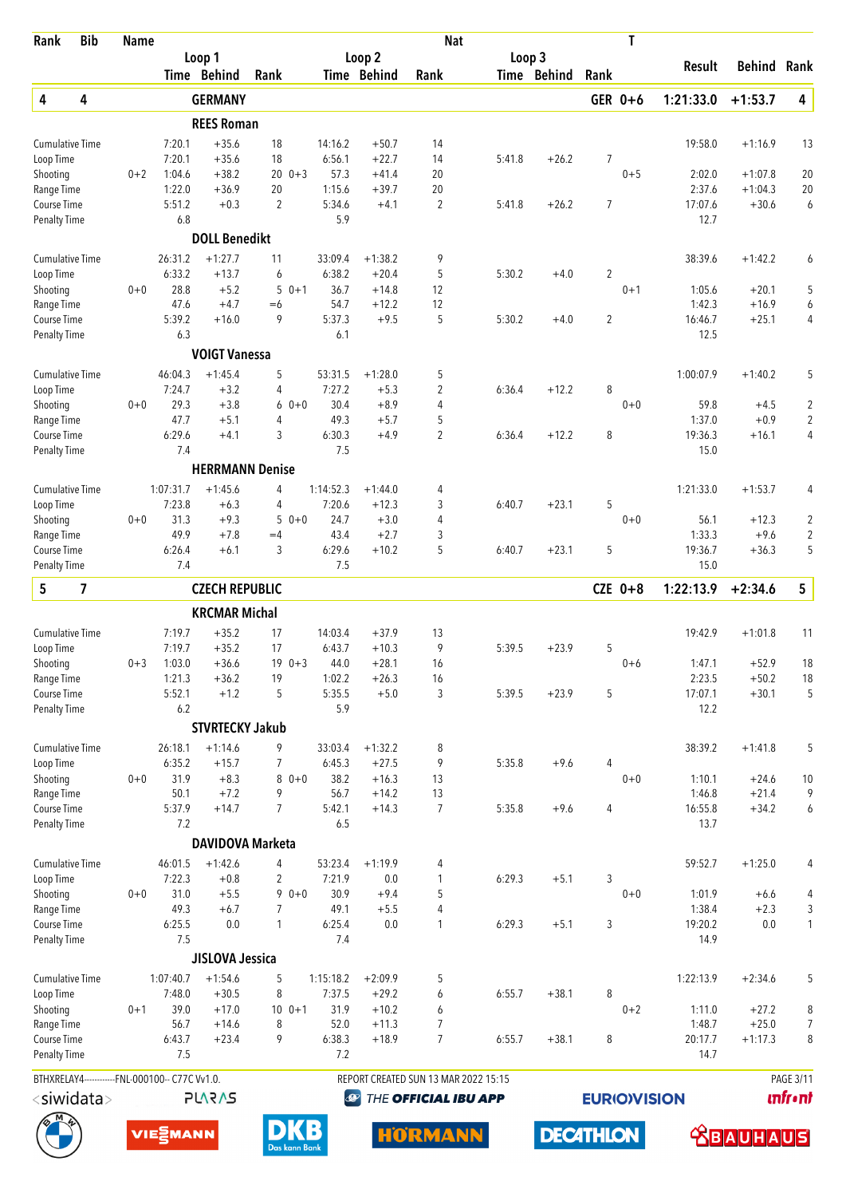| Rank | Bib | Name | | Loop 1 Time | Loop 1 Behind | Loop 1 Rank | | Loop 2 Time | Loop 2 Behind | Loop 2 Rank | Nat | Loop 3 Time | Loop 3 Behind | Loop 3 Rank | T | Result | Behind | Rank |
|---|---|---|---|---|---|---|---|---|---|---|---|---|---|---|---|---|---|---|
| **4** | **4** | **GERMANY** | | | | | | | | | | | | | **GER 0+6** | **1:21:33.0** | **+1:53.7** | **4** |
| | | **REES Roman** | | | | | | | | | | | | | | | | |
| | | Cumulative Time | | 7:20.1 | +35.6 | 18 | | 14:16.2 | +50.7 | 14 | | | | | | 19:58.0 | +1:16.9 | 13 |
| | | Loop Time | | 7:20.1 | +35.6 | 18 | | 6:56.1 | +22.7 | 14 | | 5:41.8 | +26.2 | 7 | | | | |
| | | Shooting | 0+2 | 1:04.6 | +38.2 | 20 | 0+3 | 57.3 | +41.4 | 20 | | | | | 0+5 | 2:02.0 | +1:07.8 | 20 |
| | | Range Time | | 1:22.0 | +36.9 | 20 | | 1:15.6 | +39.7 | 20 | | | | | | 2:37.6 | +1:04.3 | 20 |
| | | Course Time | | 5:51.2 | +0.3 | 2 | | 5:34.6 | +4.1 | 2 | | 5:41.8 | +26.2 | 7 | | 17:07.6 | +30.6 | 6 |
| | | Penalty Time | | 6.8 | | | | 5.9 | | | | | | | | 12.7 | | |
| | | **DOLL Benedikt** | | | | | | | | | | | | | | | | |
| | | Cumulative Time | | 26:31.2 | +1:27.7 | 11 | | 33:09.4 | +1:38.2 | 9 | | | | | | 38:39.6 | +1:42.2 | 6 |
| | | Loop Time | | 6:33.2 | +13.7 | 6 | | 6:38.2 | +20.4 | 5 | | 5:30.2 | +4.0 | 2 | | | | |
| | | Shooting | 0+0 | 28.8 | +5.2 | 5 | 0+1 | 36.7 | +14.8 | 12 | | | | | 0+1 | 1:05.6 | +20.1 | 5 |
| | | Range Time | | 47.6 | +4.7 | =6 | | 54.7 | +12.2 | 12 | | | | | | 1:42.3 | +16.9 | 6 |
| | | Course Time | | 5:39.2 | +16.0 | 9 | | 5:37.3 | +9.5 | 5 | | 5:30.2 | +4.0 | 2 | | 16:46.7 | +25.1 | 4 |
| | | Penalty Time | | 6.3 | | | | 6.1 | | | | | | | | 12.5 | | |
| | | **VOIGT Vanessa** | | | | | | | | | | | | | | | | |
| | | Cumulative Time | | 46:04.3 | +1:45.4 | 5 | | 53:31.5 | +1:28.0 | 5 | | | | | | 1:00:07.9 | +1:40.2 | 5 |
| | | Loop Time | | 7:24.7 | +3.2 | 4 | | 7:27.2 | +5.3 | 2 | | 6:36.4 | +12.2 | 8 | | | | |
| | | Shooting | 0+0 | 29.3 | +3.8 | 6 | 0+0 | 30.4 | +8.9 | 4 | | | | | 0+0 | 59.8 | +4.5 | 2 |
| | | Range Time | | 47.7 | +5.1 | 4 | | 49.3 | +5.7 | 5 | | | | | | 1:37.0 | +0.9 | 2 |
| | | Course Time | | 6:29.6 | +4.1 | 3 | | 6:30.3 | +4.9 | 2 | | 6:36.4 | +12.2 | 8 | | 19:36.3 | +16.1 | 4 |
| | | Penalty Time | | 7.4 | | | | 7.5 | | | | | | | | 15.0 | | |
| | | **HERRMANN Denise** | | | | | | | | | | | | | | | | |
| | | Cumulative Time | | 1:07:31.7 | +1:45.6 | 4 | | 1:14:52.3 | +1:44.0 | 4 | | | | | | 1:21:33.0 | +1:53.7 | 4 |
| | | Loop Time | | 7:23.8 | +6.3 | 4 | | 7:20.6 | +12.3 | 3 | | 6:40.7 | +23.1 | 5 | | | | |
| | | Shooting | 0+0 | 31.3 | +9.3 | 5 | 0+0 | 24.7 | +3.0 | 4 | | | | | 0+0 | 56.1 | +12.3 | 2 |
| | | Range Time | | 49.9 | +7.8 | =4 | | 43.4 | +2.7 | 3 | | | | | | 1:33.3 | +9.6 | 2 |
| | | Course Time | | 6:26.4 | +6.1 | 3 | | 6:29.6 | +10.2 | 5 | | 6:40.7 | +23.1 | 5 | | 19:36.7 | +36.3 | 5 |
| | | Penalty Time | | 7.4 | | | | 7.5 | | | | | | | | 15.0 | | |
| **5** | **7** | **CZECH REPUBLIC** | | | | | | | | | | | | | **CZE 0+8** | **1:22:13.9** | **+2:34.6** | **5** |
| | | **KRCMAR Michal** | | | | | | | | | | | | | | | | |
| | | Cumulative Time | | 7:19.7 | +35.2 | 17 | | 14:03.4 | +37.9 | 13 | | | | | | 19:42.9 | +1:01.8 | 11 |
| | | Loop Time | | 7:19.7 | +35.2 | 17 | | 6:43.7 | +10.3 | 9 | | 5:39.5 | +23.9 | 5 | | | | |
| | | Shooting | 0+3 | 1:03.0 | +36.6 | 19 | 0+3 | 44.0 | +28.1 | 16 | | | | | 0+6 | 1:47.1 | +52.9 | 18 |
| | | Range Time | | 1:21.3 | +36.2 | 19 | | 1:02.2 | +26.3 | 16 | | | | | | 2:23.5 | +50.2 | 18 |
| | | Course Time | | 5:52.1 | +1.2 | 5 | | 5:35.5 | +5.0 | 3 | | 5:39.5 | +23.9 | 5 | | 17:07.1 | +30.1 | 5 |
| | | Penalty Time | | 6.2 | | | | 5.9 | | | | | | | | 12.2 | | |
| | | **STVRTECKY Jakub** | | | | | | | | | | | | | | | | |
| | | Cumulative Time | | 26:18.1 | +1:14.6 | 9 | | 33:03.4 | +1:32.2 | 8 | | | | | | 38:39.2 | +1:41.8 | 5 |
| | | Loop Time | | 6:35.2 | +15.7 | 7 | | 6:45.3 | +27.5 | 9 | | 5:35.8 | +9.6 | 4 | | | | |
| | | Shooting | 0+0 | 31.9 | +8.3 | 8 | 0+0 | 38.2 | +16.3 | 13 | | | | | 0+0 | 1:10.1 | +24.6 | 10 |
| | | Range Time | | 50.1 | +7.2 | 9 | | 56.7 | +14.2 | 13 | | | | | | 1:46.8 | +21.4 | 9 |
| | | Course Time | | 5:37.9 | +14.7 | 7 | | 5:42.1 | +14.3 | 7 | | 5:35.8 | +9.6 | 4 | | 16:55.8 | +34.2 | 6 |
| | | Penalty Time | | 7.2 | | | | 6.5 | | | | | | | | 13.7 | | |
| | | **DAVIDOVA Marketa** | | | | | | | | | | | | | | | | |
| | | Cumulative Time | | 46:01.5 | +1:42.6 | 4 | | 53:23.4 | +1:19.9 | 4 | | | | | | 59:52.7 | +1:25.0 | 4 |
| | | Loop Time | | 7:22.3 | +0.8 | 2 | | 7:21.9 | 0.0 | 1 | | 6:29.3 | +5.1 | 3 | | | | |
| | | Shooting | 0+0 | 31.0 | +5.5 | 9 | 0+0 | 30.9 | +9.4 | 5 | | | | | 0+0 | 1:01.9 | +6.6 | 4 |
| | | Range Time | | 49.3 | +6.7 | 7 | | 49.1 | +5.5 | 4 | | | | | | 1:38.4 | +2.3 | 3 |
| | | Course Time | | 6:25.5 | 0.0 | 1 | | 6:25.4 | 0.0 | 1 | | 6:29.3 | +5.1 | 3 | | 19:20.2 | 0.0 | 1 |
| | | Penalty Time | | 7.5 | | | | 7.4 | | | | | | | | 14.9 | | |
| | | **JISLOVA Jessica** | | | | | | | | | | | | | | | | |
| | | Cumulative Time | | 1:07:40.7 | +1:54.6 | 5 | | 1:15:18.2 | +2:09.9 | 5 | | | | | | 1:22:13.9 | +2:34.6 | 5 |
| | | Loop Time | | 7:48.0 | +30.5 | 8 | | 7:37.5 | +29.2 | 6 | | 6:55.7 | +38.1 | 8 | | | | |
| | | Shooting | 0+1 | 39.0 | +17.0 | 10 | 0+1 | 31.9 | +10.2 | 6 | | | | | 0+2 | 1:11.0 | +27.2 | 8 |
| | | Range Time | | 56.7 | +14.6 | 8 | | 52.0 | +11.3 | 7 | | | | | | 1:48.7 | +25.0 | 7 |
| | | Course Time | | 6:43.7 | +23.4 | 9 | | 6:38.3 | +18.9 | 7 | | 6:55.7 | +38.1 | 8 | | 20:17.7 | +1:17.3 | 8 |
| | | Penalty Time | | 7.5 | | | | 7.2 | | | | | | | | 14.7 | | |

BTHXRELAY4-----------FNL-000100-- C77C Vv1.0. REPORT CREATED SUN 13 MAR 2022 15:15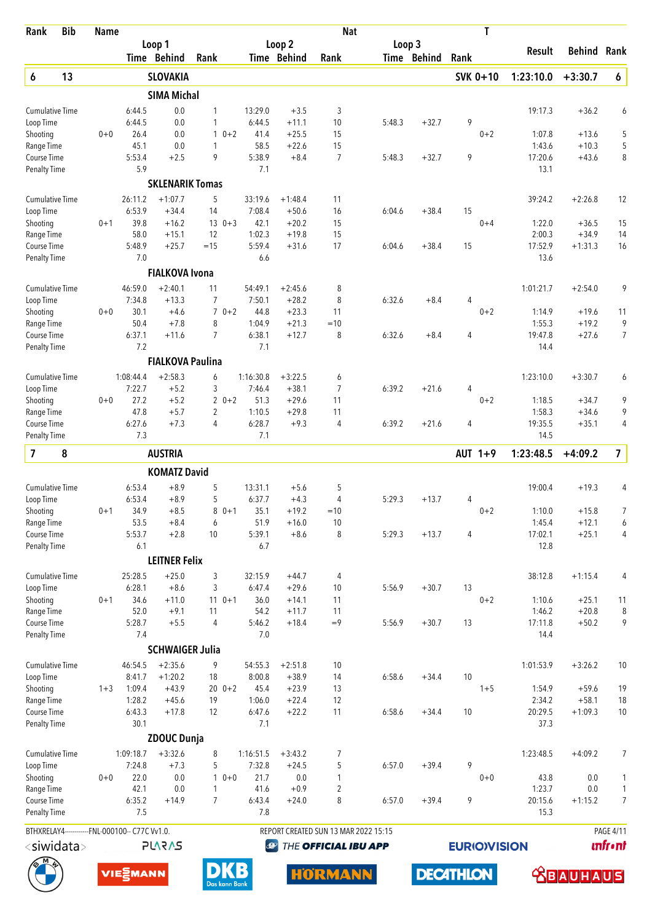| Rank | Bib | Name | | Loop 1 Time | Behind | Rank | | Loop 2 Time | Behind | Rank | Nat | Loop 3 Time | Behind | Rank | T | Result | Behind | Rank |
|---|---|---|---|---|---|---|---|---|---|---|---|---|---|---|---|---|---|---|
| **6** | **13** | **SLOVAKIA** | | | | | | | | | | | | | **SVK 0+10** | **1:23:10.0** | **+3:30.7** | **6** |
| | | **SIMA Michal** | | | | | | | | | | | | | | | | |
| | | Cumulative Time | | 6:44.5 | 0.0 | 1 | | 13:29.0 | +3.5 | 3 | | | | | | 19:17.3 | +36.2 | 6 |
| | | Loop Time | | 6:44.5 | 0.0 | 1 | | 6:44.5 | +11.1 | 10 | | 5:48.3 | +32.7 | 9 | | | | |
| | | Shooting | 0+0 | 26.4 | 0.0 | 1 | 0+2 | 41.4 | +25.5 | 15 | | | | | 0+2 | 1:07.8 | +13.6 | 5 |
| | | Range Time | | 45.1 | 0.0 | 1 | | 58.5 | +22.6 | 15 | | | | | | 1:43.6 | +10.3 | 5 |
| | | Course Time | | 5:53.4 | +2.5 | 9 | | 5:38.9 | +8.4 | 7 | | 5:48.3 | +32.7 | 9 | | 17:20.6 | +43.6 | 8 |
| | | Penalty Time | | 5.9 | | | | 7.1 | | | | | | | | 13.1 | | |
| | | **SKLENARIK Tomas** | | | | | | | | | | | | | | | | |
| | | Cumulative Time | | 26:11.2 | +1:07.7 | 5 | | 33:19.6 | +1:48.4 | 11 | | | | | | 39:24.2 | +2:26.8 | 12 |
| | | Loop Time | | 6:53.9 | +34.4 | 14 | | 7:08.4 | +50.6 | 16 | | 6:04.6 | +38.4 | 15 | | | | |
| | | Shooting | 0+1 | 39.8 | +16.2 | 13 | 0+3 | 42.1 | +20.2 | 15 | | | | | 0+4 | 1:22.0 | +36.5 | 15 |
| | | Range Time | | 58.0 | +15.1 | 12 | | 1:02.3 | +19.8 | 15 | | | | | | 2:00.3 | +34.9 | 14 |
| | | Course Time | | 5:48.9 | +25.7 | =15 | | 5:59.4 | +31.6 | 17 | | 6:04.6 | +38.4 | 15 | | 17:52.9 | +1:31.3 | 16 |
| | | Penalty Time | | 7.0 | | | | 6.6 | | | | | | | | 13.6 | | |
| | | **FIALKOVA Ivona** | | | | | | | | | | | | | | | | |
| | | Cumulative Time | | 46:59.0 | +2:40.1 | 11 | | 54:49.1 | +2:45.6 | 8 | | | | | | 1:01:21.7 | +2:54.0 | 9 |
| | | Loop Time | | 7:34.8 | +13.3 | 7 | | 7:50.1 | +28.2 | 8 | | 6:32.6 | +8.4 | 4 | | | | |
| | | Shooting | 0+0 | 30.1 | +4.6 | 7 | 0+2 | 44.8 | +23.3 | 11 | | | | | 0+2 | 1:14.9 | +19.6 | 11 |
| | | Range Time | | 50.4 | +7.8 | 8 | | 1:04.9 | +21.3 | =10 | | | | | | 1:55.3 | +19.2 | 9 |
| | | Course Time | | 6:37.1 | +11.6 | 7 | | 6:38.1 | +12.7 | 8 | | 6:32.6 | +8.4 | 4 | | 19:47.8 | +27.6 | 7 |
| | | Penalty Time | | 7.2 | | | | 7.1 | | | | | | | | 14.4 | | |
| | | **FIALKOVA Paulina** | | | | | | | | | | | | | | | | |
| | | Cumulative Time | | 1:08:44.4 | +2:58.3 | 6 | | 1:16:30.8 | +3:22.5 | 6 | | | | | | 1:23:10.0 | +3:30.7 | 6 |
| | | Loop Time | | 7:22.7 | +5.2 | 3 | | 7:46.4 | +38.1 | 7 | | 6:39.2 | +21.6 | 4 | | | | |
| | | Shooting | 0+0 | 27.2 | +5.2 | 2 | 0+2 | 51.3 | +29.6 | 11 | | | | | 0+2 | 1:18.5 | +34.7 | 9 |
| | | Range Time | | 47.8 | +5.7 | 2 | | 1:10.5 | +29.8 | 11 | | | | | | 1:58.3 | +34.6 | 9 |
| | | Course Time | | 6:27.6 | +7.3 | 4 | | 6:28.7 | +9.3 | 4 | | 6:39.2 | +21.6 | 4 | | 19:35.5 | +35.1 | 4 |
| | | Penalty Time | | 7.3 | | | | 7.1 | | | | | | | | 14.5 | | |
| **7** | **8** | **AUSTRIA** | | | | | | | | | | | | | **AUT 1+9** | **1:23:48.5** | **+4:09.2** | **7** |
| | | **KOMATZ David** | | | | | | | | | | | | | | | | |
| | | Cumulative Time | | 6:53.4 | +8.9 | 5 | | 13:31.1 | +5.6 | 5 | | | | | | 19:00.4 | +19.3 | 4 |
| | | Loop Time | | 6:53.4 | +8.9 | 5 | | 6:37.7 | +4.3 | 4 | | 5:29.3 | +13.7 | 4 | | | | |
| | | Shooting | 0+1 | 34.9 | +8.5 | 8 | 0+1 | 35.1 | +19.2 | =10 | | | | | 0+2 | 1:10.0 | +15.8 | 7 |
| | | Range Time | | 53.5 | +8.4 | 6 | | 51.9 | +16.0 | 10 | | | | | | 1:45.4 | +12.1 | 6 |
| | | Course Time | | 5:53.7 | +2.8 | 10 | | 5:39.1 | +8.6 | 8 | | 5:29.3 | +13.7 | 4 | | 17:02.1 | +25.1 | 4 |
| | | Penalty Time | | 6.1 | | | | 6.7 | | | | | | | | 12.8 | | |
| | | **LEITNER Felix** | | | | | | | | | | | | | | | | |
| | | Cumulative Time | | 25:28.5 | +25.0 | 3 | | 32:15.9 | +44.7 | 4 | | | | | | 38:12.8 | +1:15.4 | 4 |
| | | Loop Time | | 6:28.1 | +8.6 | 3 | | 6:47.4 | +29.6 | 10 | | 5:56.9 | +30.7 | 13 | | | | |
| | | Shooting | 0+1 | 34.6 | +11.0 | 11 | 0+1 | 36.0 | +14.1 | 11 | | | | | 0+2 | 1:10.6 | +25.1 | 11 |
| | | Range Time | | 52.0 | +9.1 | 11 | | 54.2 | +11.7 | 11 | | | | | | 1:46.2 | +20.8 | 8 |
| | | Course Time | | 5:28.7 | +5.5 | 4 | | 5:46.2 | +18.4 | =9 | | 5:56.9 | +30.7 | 13 | | 17:11.8 | +50.2 | 9 |
| | | Penalty Time | | 7.4 | | | | 7.0 | | | | | | | | 14.4 | | |
| | | **SCHWAIGER Julia** | | | | | | | | | | | | | | | | |
| | | Cumulative Time | | 46:54.5 | +2:35.6 | 9 | | 54:55.3 | +2:51.8 | 10 | | | | | | 1:01:53.9 | +3:26.2 | 10 |
| | | Loop Time | | 8:41.7 | +1:20.2 | 18 | | 8:00.8 | +38.9 | 14 | | 6:58.6 | +34.4 | 10 | | | | |
| | | Shooting | 1+3 | 1:09.4 | +43.9 | 20 | 0+2 | 45.4 | +23.9 | 13 | | | | | 1+5 | 1:54.9 | +59.6 | 19 |
| | | Range Time | | 1:28.2 | +45.6 | 19 | | 1:06.0 | +22.4 | 12 | | | | | | 2:34.2 | +58.1 | 18 |
| | | Course Time | | 6:43.3 | +17.8 | 12 | | 6:47.6 | +22.2 | 11 | | 6:58.6 | +34.4 | 10 | | 20:29.5 | +1:09.3 | 10 |
| | | Penalty Time | | 30.1 | | | | 7.1 | | | | | | | | 37.3 | | |
| | | **ZDOUC Dunja** | | | | | | | | | | | | | | | | |
| | | Cumulative Time | | 1:09:18.7 | +3:32.6 | 8 | | 1:16:51.5 | +3:43.2 | 7 | | | | | | 1:23:48.5 | +4:09.2 | 7 |
| | | Loop Time | | 7:24.8 | +7.3 | 5 | | 7:32.8 | +24.5 | 5 | | 6:57.0 | +39.4 | 9 | | | | |
| | | Shooting | 0+0 | 22.0 | 0.0 | 1 | 0+0 | 21.7 | 0.0 | 1 | | | | | 0+0 | 43.8 | 0.0 | 1 |
| | | Range Time | | 42.1 | 0.0 | 1 | | 41.6 | +0.9 | 2 | | | | | | 1:23.7 | 0.0 | 1 |
| | | Course Time | | 6:35.2 | +14.9 | 7 | | 6:43.4 | +24.0 | 8 | | 6:57.0 | +39.4 | 9 | | 20:15.6 | +1:15.2 | 7 |
| | | Penalty Time | | 7.5 | | | | 7.8 | | | | | | | | 15.3 | | |

BTHXRELAY4-----------FNL-000100-- C77C Vv1.0. REPORT CREATED SUN 13 MAR 2022 15:15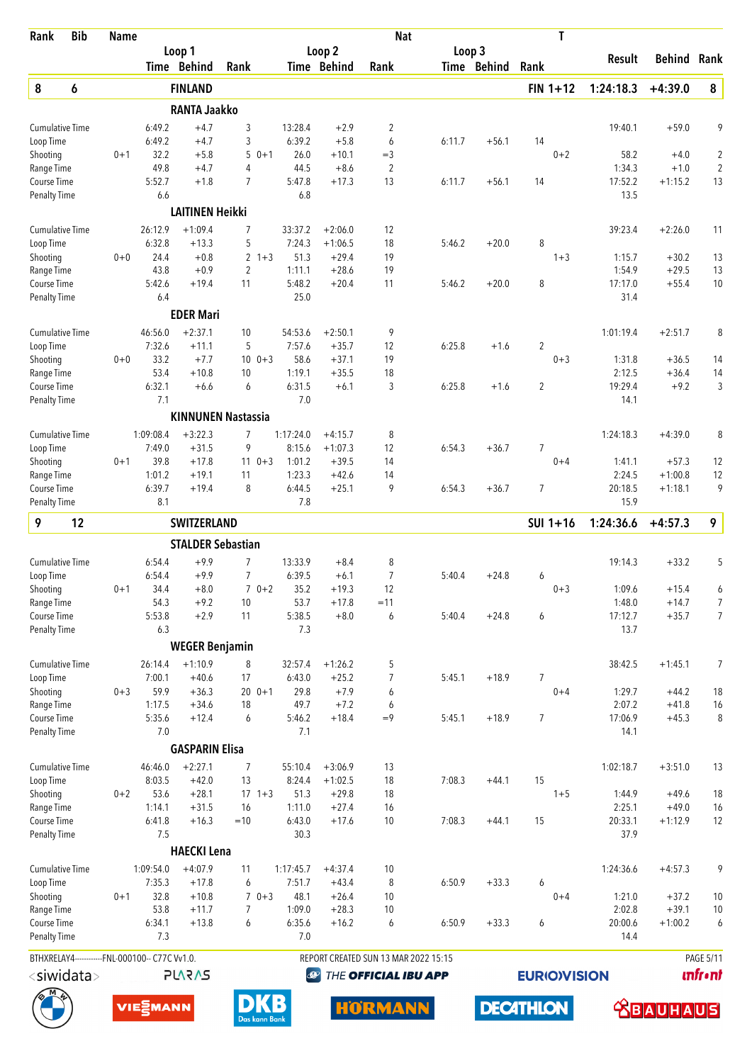| Rank | Bib | Name | | | | | | Nat | | | | T | | |
|---|---|---|---|---|---|---|---|---|---|---|---|---|---|---|
| | | Loop 1 | | | Loop 2 | | | Loop 3 | | | | Result | Behind | Rank |
| | | Time | Behind | Rank | Time | Behind | Rank | Time | Behind | Rank | | | | |
| **8** | **6** | **FINLAND** | | | | | | | | | **FIN 1+12** | **1:24:18.3** | **+4:39.0** | **8** |
| | | **RANTA Jaakko** | | | | | | | | | | | | |
| Cumulative Time | | 6:49.2 | +4.7 | 3 | 13:28.4 | +2.9 | 2 | | | | | 19:40.1 | +59.0 | 9 |
| Loop Time | | 6:49.2 | +4.7 | 3 | 6:39.2 | +5.8 | 6 | 6:11.7 | +56.1 | 14 | | | | |
| Shooting | 0+1 | 32.2 | +5.8 | 5 0+1 | 26.0 | +10.1 | =3 | | | | 0+2 | 58.2 | +4.0 | 2 |
| Range Time | | 49.8 | +4.7 | 4 | 44.5 | +8.6 | 2 | | | | | 1:34.3 | +1.0 | 2 |
| Course Time | | 5:52.7 | +1.8 | 7 | 5:47.8 | +17.3 | 13 | 6:11.7 | +56.1 | 14 | | 17:52.2 | +1:15.2 | 13 |
| Penalty Time | | 6.6 | | | 6.8 | | | | | | | 13.5 | | |
| | | **LAITINEN Heikki** | | | | | | | | | | | | |
| Cumulative Time | | 26:12.9 | +1:09.4 | 7 | 33:37.2 | +2:06.0 | 12 | | | | | 39:23.4 | +2:26.0 | 11 |
| Loop Time | | 6:32.8 | +13.3 | 5 | 7:24.3 | +1:06.5 | 18 | 5:46.2 | +20.0 | 8 | | | | |
| Shooting | 0+0 | 24.4 | +0.8 | 2 1+3 | 51.3 | +29.4 | 19 | | | | 1+3 | 1:15.7 | +30.2 | 13 |
| Range Time | | 43.8 | +0.9 | 2 | 1:11.1 | +28.6 | 19 | | | | | 1:54.9 | +29.5 | 13 |
| Course Time | | 5:42.6 | +19.4 | 11 | 5:48.2 | +20.4 | 11 | 5:46.2 | +20.0 | 8 | | 17:17.0 | +55.4 | 10 |
| Penalty Time | | 6.4 | | | 25.0 | | | | | | | 31.4 | | |
| | | **EDER Mari** | | | | | | | | | | | | |
| Cumulative Time | | 46:56.0 | +2:37.1 | 10 | 54:53.6 | +2:50.1 | 9 | | | | | 1:01:19.4 | +2:51.7 | 8 |
| Loop Time | | 7:32.6 | +11.1 | 5 | 7:57.6 | +35.7 | 12 | 6:25.8 | +1.6 | 2 | | | | |
| Shooting | 0+0 | 33.2 | +7.7 | 10 0+3 | 58.6 | +37.1 | 19 | | | | 0+3 | 1:31.8 | +36.5 | 14 |
| Range Time | | 53.4 | +10.8 | 10 | 1:19.1 | +35.5 | 18 | | | | | 2:12.5 | +36.4 | 14 |
| Course Time | | 6:32.1 | +6.6 | 6 | 6:31.5 | +6.1 | 3 | 6:25.8 | +1.6 | 2 | | 19:29.4 | +9.2 | 3 |
| Penalty Time | | 7.1 | | | 7.0 | | | | | | | 14.1 | | |
| | | **KINNUNEN Nastassia** | | | | | | | | | | | | |
| Cumulative Time | | 1:09:08.4 | +3:22.3 | 7 | 1:17:24.0 | +4:15.7 | 8 | | | | | 1:24:18.3 | +4:39.0 | 8 |
| Loop Time | | 7:49.0 | +31.5 | 9 | 8:15.6 | +1:07.3 | 12 | 6:54.3 | +36.7 | 7 | | | | |
| Shooting | 0+1 | 39.8 | +17.8 | 11 0+3 | 1:01.2 | +39.5 | 14 | | | | 0+4 | 1:41.1 | +57.3 | 12 |
| Range Time | | 1:01.2 | +19.1 | 11 | 1:23.3 | +42.6 | 14 | | | | | 2:24.5 | +1:00.8 | 12 |
| Course Time | | 6:39.7 | +19.4 | 8 | 6:44.5 | +25.1 | 9 | 6:54.3 | +36.7 | 7 | | 20:18.5 | +1:18.1 | 9 |
| Penalty Time | | 8.1 | | | 7.8 | | | | | | | 15.9 | | |
| **9** | **12** | **SWITZERLAND** | | | | | | | | | **SUI 1+16** | **1:24:36.6** | **+4:57.3** | **9** |
| | | **STALDER Sebastian** | | | | | | | | | | | | |
| Cumulative Time | | 6:54.4 | +9.9 | 7 | 13:33.9 | +8.4 | 8 | | | | | 19:14.3 | +33.2 | 5 |
| Loop Time | | 6:54.4 | +9.9 | 7 | 6:39.5 | +6.1 | 7 | 5:40.4 | +24.8 | 6 | | | | |
| Shooting | 0+1 | 34.4 | +8.0 | 7 0+2 | 35.2 | +19.3 | 12 | | | | 0+3 | 1:09.6 | +15.4 | 6 |
| Range Time | | 54.3 | +9.2 | 10 | 53.7 | +17.8 | =11 | | | | | 1:48.0 | +14.7 | 7 |
| Course Time | | 5:53.8 | +2.9 | 11 | 5:38.5 | +8.0 | 6 | 5:40.4 | +24.8 | 6 | | 17:12.7 | +35.7 | 7 |
| Penalty Time | | 6.3 | | | 7.3 | | | | | | | 13.7 | | |
| | | **WEGER Benjamin** | | | | | | | | | | | | |
| Cumulative Time | | 26:14.4 | +1:10.9 | 8 | 32:57.4 | +1:26.2 | 5 | | | | | 38:42.5 | +1:45.1 | 7 |
| Loop Time | | 7:00.1 | +40.6 | 17 | 6:43.0 | +25.2 | 7 | 5:45.1 | +18.9 | 7 | | | | |
| Shooting | 0+3 | 59.9 | +36.3 | 20 0+1 | 29.8 | +7.9 | 6 | | | | 0+4 | 1:29.7 | +44.2 | 18 |
| Range Time | | 1:17.5 | +34.6 | 18 | 49.7 | +7.2 | 6 | | | | | 2:07.2 | +41.8 | 16 |
| Course Time | | 5:35.6 | +12.4 | 6 | 5:46.2 | +18.4 | =9 | 5:45.1 | +18.9 | 7 | | 17:06.9 | +45.3 | 8 |
| Penalty Time | | 7.0 | | | 7.1 | | | | | | | 14.1 | | |
| | | **GASPARIN Elisa** | | | | | | | | | | | | |
| Cumulative Time | | 46:46.0 | +2:27.1 | 7 | 55:10.4 | +3:06.9 | 13 | | | | | 1:02:18.7 | +3:51.0 | 13 |
| Loop Time | | 8:03.5 | +42.0 | 13 | 8:24.4 | +1:02.5 | 18 | 7:08.3 | +44.1 | 15 | | | | |
| Shooting | 0+2 | 53.6 | +28.1 | 17 1+3 | 51.3 | +29.8 | 18 | | | | 1+5 | 1:44.9 | +49.6 | 18 |
| Range Time | | 1:14.1 | +31.5 | 16 | 1:11.0 | +27.4 | 16 | | | | | 2:25.1 | +49.0 | 16 |
| Course Time | | 6:41.8 | +16.3 | =10 | 6:43.0 | +17.6 | 10 | 7:08.3 | +44.1 | 15 | | 20:33.1 | +1:12.9 | 12 |
| Penalty Time | | 7.5 | | | 30.3 | | | | | | | 37.9 | | |
| | | **HAECKI Lena** | | | | | | | | | | | | |
| Cumulative Time | | 1:09:54.0 | +4:07.9 | 11 | 1:17:45.7 | +4:37.4 | 10 | | | | | 1:24:36.6 | +4:57.3 | 9 |
| Loop Time | | 7:35.3 | +17.8 | 6 | 7:51.7 | +43.4 | 8 | 6:50.9 | +33.3 | 6 | | | | |
| Shooting | 0+1 | 32.8 | +10.8 | 7 0+3 | 48.1 | +26.4 | 10 | | | | 0+4 | 1:21.0 | +37.2 | 10 |
| Range Time | | 53.8 | +11.7 | 7 | 1:09.0 | +28.3 | 10 | | | | | 2:02.8 | +39.1 | 10 |
| Course Time | | 6:34.1 | +13.8 | 6 | 6:35.6 | +16.2 | 6 | 6:50.9 | +33.3 | 6 | | 20:00.6 | +1:00.2 | 6 |
| Penalty Time | | 7.3 | | | 7.0 | | | | | | | 14.4 | | |

BTHXRELAY4------------FNL-000100-- C77C Vv1.0. REPORT CREATED SUN 13 MAR 2022 15:15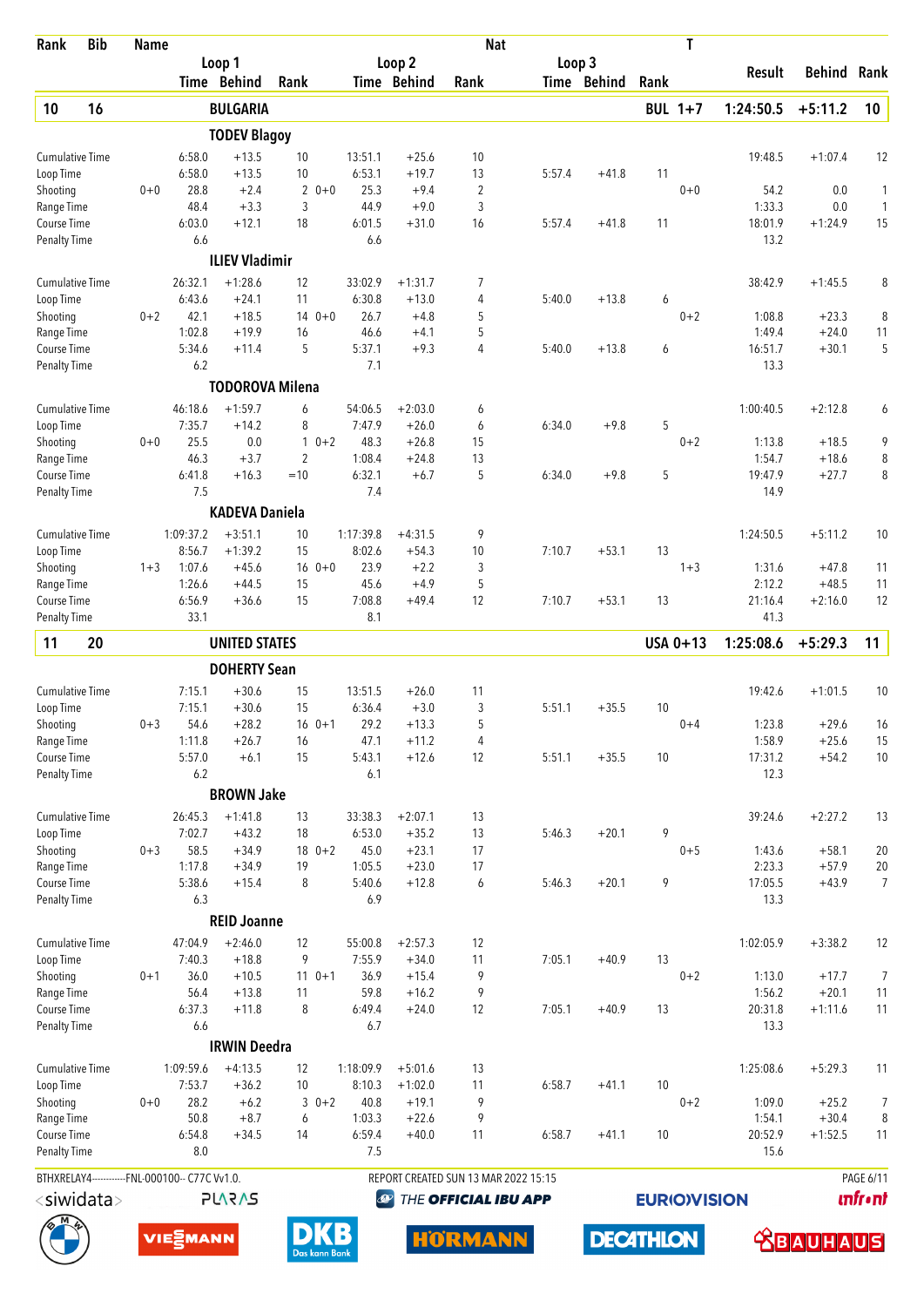| Rank | Bib | Name | Loop 1 Time | Loop 1 Behind | Loop 1 Rank | Loop 2 Time | Loop 2 Behind | Loop 2 Rank | Nat Loop 3 Time | Loop 3 Behind | Loop 3 Rank | T | Result | Behind | Rank |
|---|---|---|---|---|---|---|---|---|---|---|---|---|---|---|---|
| **10** | **16** | **BULGARIA** | | | | | | | | | | **BUL 1+7** | **1:24:50.5** | **+5:11.2** | **10** |
| | | **TODEV Blagoy** | | | | | | | | | | | | | |
| Cumulative Time | | | 6:58.0 | +13.5 | 10 | 13:51.1 | +25.6 | 10 | | | | | 19:48.5 | +1:07.4 | 12 |
| Loop Time | | | 6:58.0 | +13.5 | 10 | 6:53.1 | +19.7 | 13 | 5:57.4 | +41.8 | 11 | | | | |
| Shooting | | 0+0 | 28.8 | +2.4 | 2 0+0 | 25.3 | +9.4 | 2 | | | | 0+0 | 54.2 | 0.0 | 1 |
| Range Time | | | 48.4 | +3.3 | 3 | 44.9 | +9.0 | 3 | | | | | 1:33.3 | 0.0 | 1 |
| Course Time | | | 6:03.0 | +12.1 | 18 | 6:01.5 | +31.0 | 16 | 5:57.4 | +41.8 | 11 | | 18:01.9 | +1:24.9 | 15 |
| Penalty Time | | | 6.6 | | | 6.6 | | | | | | | 13.2 | | |
| | | **ILIEV Vladimir** | | | | | | | | | | | | | |
| Cumulative Time | | | 26:32.1 | +1:28.6 | 12 | 33:02.9 | +1:31.7 | 7 | | | | | 38:42.9 | +1:45.5 | 8 |
| Loop Time | | | 6:43.6 | +24.1 | 11 | 6:30.8 | +13.0 | 4 | 5:40.0 | +13.8 | 6 | | | | |
| Shooting | | 0+2 | 42.1 | +18.5 | 14 0+0 | 26.7 | +4.8 | 5 | | | | 0+2 | 1:08.8 | +23.3 | 8 |
| Range Time | | | 1:02.8 | +19.9 | 16 | 46.6 | +4.1 | 5 | | | | | 1:49.4 | +24.0 | 11 |
| Course Time | | | 5:34.6 | +11.4 | 5 | 5:37.1 | +9.3 | 4 | 5:40.0 | +13.8 | 6 | | 16:51.7 | +30.1 | 5 |
| Penalty Time | | | 6.2 | | | 7.1 | | | | | | | 13.3 | | |
| | | **TODOROVA Milena** | | | | | | | | | | | | | |
| Cumulative Time | | | 46:18.6 | +1:59.7 | 6 | 54:06.5 | +2:03.0 | 6 | | | | | 1:00:40.5 | +2:12.8 | 6 |
| Loop Time | | | 7:35.7 | +14.2 | 8 | 7:47.9 | +26.0 | 6 | 6:34.0 | +9.8 | 5 | | | | |
| Shooting | | 0+0 | 25.5 | 0.0 | 1 0+2 | 48.3 | +26.8 | 15 | | | | 0+2 | 1:13.8 | +18.5 | 9 |
| Range Time | | | 46.3 | +3.7 | 2 | 1:08.4 | +24.8 | 13 | | | | | 1:54.7 | +18.6 | 8 |
| Course Time | | | 6:41.8 | +16.3 | =10 | 6:32.1 | +6.7 | 5 | 6:34.0 | +9.8 | 5 | | 19:47.9 | +27.7 | 8 |
| Penalty Time | | | 7.5 | | | 7.4 | | | | | | | 14.9 | | |
| | | **KADEVA Daniela** | | | | | | | | | | | | | |
| Cumulative Time | | | 1:09:37.2 | +3:51.1 | 10 | 1:17:39.8 | +4:31.5 | 9 | | | | | 1:24:50.5 | +5:11.2 | 10 |
| Loop Time | | | 8:56.7 | +1:39.2 | 15 | 8:02.6 | +54.3 | 10 | 7:10.7 | +53.1 | 13 | | | | |
| Shooting | | 1+3 | 1:07.6 | +45.6 | 16 0+0 | 23.9 | +2.2 | 3 | | | | 1+3 | 1:31.6 | +47.8 | 11 |
| Range Time | | | 1:26.6 | +44.5 | 15 | 45.6 | +4.9 | 5 | | | | | 2:12.2 | +48.5 | 11 |
| Course Time | | | 6:56.9 | +36.6 | 15 | 7:08.8 | +49.4 | 12 | 7:10.7 | +53.1 | 13 | | 21:16.4 | +2:16.0 | 12 |
| Penalty Time | | | 33.1 | | | 8.1 | | | | | | | 41.3 | | |
| **11** | **20** | **UNITED STATES** | | | | | | | | | | **USA 0+13** | **1:25:08.6** | **+5:29.3** | **11** |
| | | **DOHERTY Sean** | | | | | | | | | | | | | |
| Cumulative Time | | | 7:15.1 | +30.6 | 15 | 13:51.5 | +26.0 | 11 | | | | | 19:42.6 | +1:01.5 | 10 |
| Loop Time | | | 7:15.1 | +30.6 | 15 | 6:36.4 | +3.0 | 3 | 5:51.1 | +35.5 | 10 | | | | |
| Shooting | | 0+3 | 54.6 | +28.2 | 16 0+1 | 29.2 | +13.3 | 5 | | | | 0+4 | 1:23.8 | +29.6 | 16 |
| Range Time | | | 1:11.8 | +26.7 | 16 | 47.1 | +11.2 | 4 | | | | | 1:58.9 | +25.6 | 15 |
| Course Time | | | 5:57.0 | +6.1 | 15 | 5:43.1 | +12.6 | 12 | 5:51.1 | +35.5 | 10 | | 17:31.2 | +54.2 | 10 |
| Penalty Time | | | 6.2 | | | 6.1 | | | | | | | 12.3 | | |
| | | **BROWN Jake** | | | | | | | | | | | | | |
| Cumulative Time | | | 26:45.3 | +1:41.8 | 13 | 33:38.3 | +2:07.1 | 13 | | | | | 39:24.6 | +2:27.2 | 13 |
| Loop Time | | | 7:02.7 | +43.2 | 18 | 6:53.0 | +35.2 | 13 | 5:46.3 | +20.1 | 9 | | | | |
| Shooting | | 0+3 | 58.5 | +34.9 | 18 0+2 | 45.0 | +23.1 | 17 | | | | 0+5 | 1:43.6 | +58.1 | 20 |
| Range Time | | | 1:17.8 | +34.9 | 19 | 1:05.5 | +23.0 | 17 | | | | | 2:23.3 | +57.9 | 20 |
| Course Time | | | 5:38.6 | +15.4 | 8 | 5:40.6 | +12.8 | 6 | 5:46.3 | +20.1 | 9 | | 17:05.5 | +43.9 | 7 |
| Penalty Time | | | 6.3 | | | 6.9 | | | | | | | 13.3 | | |
| | | **REID Joanne** | | | | | | | | | | | | | |
| Cumulative Time | | | 47:04.9 | +2:46.0 | 12 | 55:00.8 | +2:57.3 | 12 | | | | | 1:02:05.9 | +3:38.2 | 12 |
| Loop Time | | | 7:40.3 | +18.8 | 9 | 7:55.9 | +34.0 | 11 | 7:05.1 | +40.9 | 13 | | | | |
| Shooting | | 0+1 | 36.0 | +10.5 | 11 0+1 | 36.9 | +15.4 | 9 | | | | 0+2 | 1:13.0 | +17.7 | 7 |
| Range Time | | | 56.4 | +13.8 | 11 | 59.8 | +16.2 | 9 | | | | | 1:56.2 | +20.1 | 11 |
| Course Time | | | 6:37.3 | +11.8 | 8 | 6:49.4 | +24.0 | 12 | 7:05.1 | +40.9 | 13 | | 20:31.8 | +1:11.6 | 11 |
| Penalty Time | | | 6.6 | | | 6.7 | | | | | | | 13.3 | | |
| | | **IRWIN Deedra** | | | | | | | | | | | | | |
| Cumulative Time | | | 1:09:59.6 | +4:13.5 | 12 | 1:18:09.9 | +5:01.6 | 13 | | | | | 1:25:08.6 | +5:29.3 | 11 |
| Loop Time | | | 7:53.7 | +36.2 | 10 | 8:10.3 | +1:02.0 | 11 | 6:58.7 | +41.1 | 10 | | | | |
| Shooting | | 0+0 | 28.2 | +6.2 | 3 0+2 | 40.8 | +19.1 | 9 | | | | 0+2 | 1:09.0 | +25.2 | 7 |
| Range Time | | | 50.8 | +8.7 | 6 | 1:03.3 | +22.6 | 9 | | | | | 1:54.1 | +30.4 | 8 |
| Course Time | | | 6:54.8 | +34.5 | 14 | 6:59.4 | +40.0 | 11 | 6:58.7 | +41.1 | 10 | | 20:52.9 | +1:52.5 | 11 |
| Penalty Time | | | 8.0 | | | 7.5 | | | | | | | 15.6 | | |

BTHXRELAY4------------FNL-000100-- C77C Vv1.0. REPORT CREATED SUN 13 MAR 2022 15:15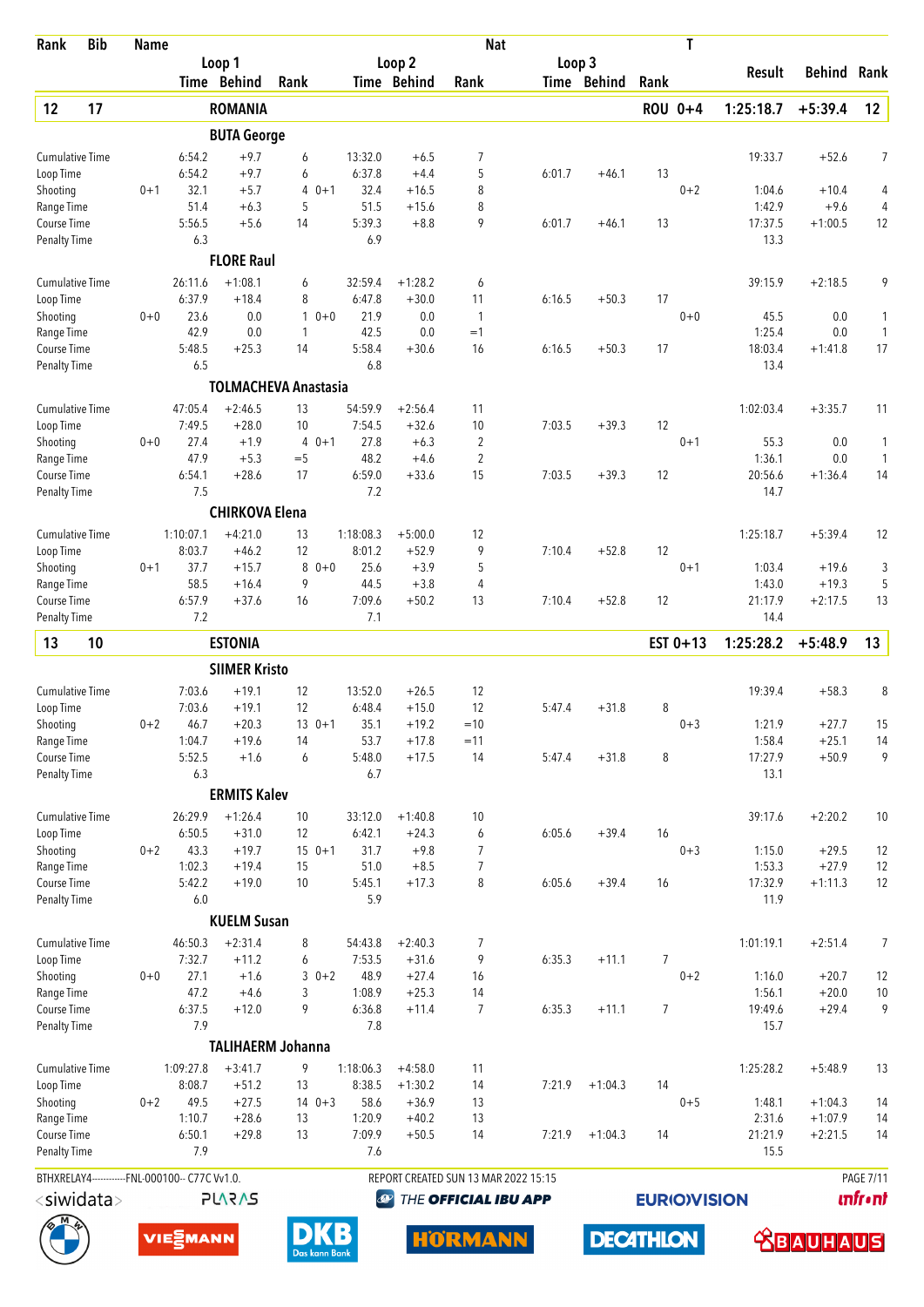| Rank | Bib | Name | | | | | | | Nat | | | | T | | | |
|---|---|---|---|---|---|---|---|---|---|---|---|---|---|---|---|---|
| | | | Loop 1 | | | Loop 2 | | | Loop 3 | | | | | Result | Behind | Rank |
| | | | Time | Behind | Rank | Time | Behind | Rank | Time | Behind | Rank | | | | | |
| **12** | **17** | **ROMANIA** | | | | | | | | | | **ROU** | **0+4** | **1:25:18.7** | **+5:39.4** | **12** |
| | | **BUTA George** | | | | | | | | | | | | | | |
| Cumulative Time | | | 6:54.2 | +9.7 | 6 | 13:32.0 | +6.5 | 7 | | | | | | 19:33.7 | +52.6 | 7 |
| Loop Time | | | 6:54.2 | +9.7 | 6 | 6:37.8 | +4.4 | 5 | 6:01.7 | +46.1 | 13 | | | | | |
| Shooting | 0+1 | | 32.1 | +5.7 | 4 | 0+1 32.4 | +16.5 | 8 | | | | | 0+2 | 1:04.6 | +10.4 | 4 |
| Range Time | | | 51.4 | +6.3 | 5 | 51.5 | +15.6 | 8 | | | | | | 1:42.9 | +9.6 | 4 |
| Course Time | | | 5:56.5 | +5.6 | 14 | 5:39.3 | +8.8 | 9 | 6:01.7 | +46.1 | 13 | | | 17:37.5 | +1:00.5 | 12 |
| Penalty Time | | | 6.3 | | | 6.9 | | | | | | | | 13.3 | | |
| | | **FLORE Raul** | | | | | | | | | | | | | | |
| Cumulative Time | | | 26:11.6 | +1:08.1 | 6 | 32:59.4 | +1:28.2 | 6 | | | | | | 39:15.9 | +2:18.5 | 9 |
| Loop Time | | | 6:37.9 | +18.4 | 8 | 6:47.8 | +30.0 | 11 | 6:16.5 | +50.3 | 17 | | | | | |
| Shooting | 0+0 | | 23.6 | 0.0 | 1 | 0+0 21.9 | 0.0 | 1 | | | | | 0+0 | 45.5 | 0.0 | 1 |
| Range Time | | | 42.9 | 0.0 | 1 | 42.5 | 0.0 | =1 | | | | | | 1:25.4 | 0.0 | 1 |
| Course Time | | | 5:48.5 | +25.3 | 14 | 5:58.4 | +30.6 | 16 | 6:16.5 | +50.3 | 17 | | | 18:03.4 | +1:41.8 | 17 |
| Penalty Time | | | 6.5 | | | 6.8 | | | | | | | | 13.4 | | |
| | | **TOLMACHEVA Anastasia** | | | | | | | | | | | | | | |
| Cumulative Time | | | 47:05.4 | +2:46.5 | 13 | 54:59.9 | +2:56.4 | 11 | | | | | | 1:02:03.4 | +3:35.7 | 11 |
| Loop Time | | | 7:49.5 | +28.0 | 10 | 7:54.5 | +32.6 | 10 | 7:03.5 | +39.3 | 12 | | | | | |
| Shooting | 0+0 | | 27.4 | +1.9 | 4 | 0+1 27.8 | +6.3 | 2 | | | | | 0+1 | 55.3 | 0.0 | 1 |
| Range Time | | | 47.9 | +5.3 | =5 | 48.2 | +4.6 | 2 | | | | | | 1:36.1 | 0.0 | 1 |
| Course Time | | | 6:54.1 | +28.6 | 17 | 6:59.0 | +33.6 | 15 | 7:03.5 | +39.3 | 12 | | | 20:56.6 | +1:36.4 | 14 |
| Penalty Time | | | 7.5 | | | 7.2 | | | | | | | | 14.7 | | |
| | | **CHIRKOVA Elena** | | | | | | | | | | | | | | |
| Cumulative Time | | | 1:10:07.1 | +4:21.0 | 13 | 1:18:08.3 | +5:00.0 | 12 | | | | | | 1:25:18.7 | +5:39.4 | 12 |
| Loop Time | | | 8:03.7 | +46.2 | 12 | 8:01.2 | +52.9 | 9 | 7:10.4 | +52.8 | 12 | | | | | |
| Shooting | 0+1 | | 37.7 | +15.7 | 8 | 0+0 25.6 | +3.9 | 5 | | | | | 0+1 | 1:03.4 | +19.6 | 3 |
| Range Time | | | 58.5 | +16.4 | 9 | 44.5 | +3.8 | 4 | | | | | | 1:43.0 | +19.3 | 5 |
| Course Time | | | 6:57.9 | +37.6 | 16 | 7:09.6 | +50.2 | 13 | 7:10.4 | +52.8 | 12 | | | 21:17.9 | +2:17.5 | 13 |
| Penalty Time | | | 7.2 | | | 7.1 | | | | | | | | 14.4 | | |
| **13** | **10** | **ESTONIA** | | | | | | | | | | **EST** | **0+13** | **1:25:28.2** | **+5:48.9** | **13** |
| | | **SIIMER Kristo** | | | | | | | | | | | | | | |
| Cumulative Time | | | 7:03.6 | +19.1 | 12 | 13:52.0 | +26.5 | 12 | | | | | | 19:39.4 | +58.3 | 8 |
| Loop Time | | | 7:03.6 | +19.1 | 12 | 6:48.4 | +15.0 | 12 | 5:47.4 | +31.8 | 8 | | | | | |
| Shooting | 0+2 | | 46.7 | +20.3 | 13 | 0+1 35.1 | +19.2 | =10 | | | | | 0+3 | 1:21.9 | +27.7 | 15 |
| Range Time | | | 1:04.7 | +19.6 | 14 | 53.7 | +17.8 | =11 | | | | | | 1:58.4 | +25.1 | 14 |
| Course Time | | | 5:52.5 | +1.6 | 6 | 5:48.0 | +17.5 | 14 | 5:47.4 | +31.8 | 8 | | | 17:27.9 | +50.9 | 9 |
| Penalty Time | | | 6.3 | | | 6.7 | | | | | | | | 13.1 | | |
| | | **ERMITS Kalev** | | | | | | | | | | | | | | |
| Cumulative Time | | | 26:29.9 | +1:26.4 | 10 | 33:12.0 | +1:40.8 | 10 | | | | | | 39:17.6 | +2:20.2 | 10 |
| Loop Time | | | 6:50.5 | +31.0 | 12 | 6:42.1 | +24.3 | 6 | 6:05.6 | +39.4 | 16 | | | | | |
| Shooting | 0+2 | | 43.3 | +19.7 | 15 | 0+1 31.7 | +9.8 | 7 | | | | | 0+3 | 1:15.0 | +29.5 | 12 |
| Range Time | | | 1:02.3 | +19.4 | 15 | 51.0 | +8.5 | 7 | | | | | | 1:53.3 | +27.9 | 12 |
| Course Time | | | 5:42.2 | +19.0 | 10 | 5:45.1 | +17.3 | 8 | 6:05.6 | +39.4 | 16 | | | 17:32.9 | +1:11.3 | 12 |
| Penalty Time | | | 6.0 | | | 5.9 | | | | | | | | 11.9 | | |
| | | **KUELM Susan** | | | | | | | | | | | | | | |
| Cumulative Time | | | 46:50.3 | +2:31.4 | 8 | 54:43.8 | +2:40.3 | 7 | | | | | | 1:01:19.1 | +2:51.4 | 7 |
| Loop Time | | | 7:32.7 | +11.2 | 6 | 7:53.5 | +31.6 | 9 | 6:35.3 | +11.1 | 7 | | | | | |
| Shooting | 0+0 | | 27.1 | +1.6 | 3 | 0+2 48.9 | +27.4 | 16 | | | | | 0+2 | 1:16.0 | +20.7 | 12 |
| Range Time | | | 47.2 | +4.6 | 3 | 1:08.9 | +25.3 | 14 | | | | | | 1:56.1 | +20.0 | 10 |
| Course Time | | | 6:37.5 | +12.0 | 9 | 6:36.8 | +11.4 | 7 | 6:35.3 | +11.1 | 7 | | | 19:49.6 | +29.4 | 9 |
| Penalty Time | | | 7.9 | | | 7.8 | | | | | | | | 15.7 | | |
| | | **TALIHAERM Johanna** | | | | | | | | | | | | | | |
| Cumulative Time | | | 1:09:27.8 | +3:41.7 | 9 | 1:18:06.3 | +4:58.0 | 11 | | | | | | 1:25:28.2 | +5:48.9 | 13 |
| Loop Time | | | 8:08.7 | +51.2 | 13 | 8:38.5 | +1:30.2 | 14 | 7:21.9 | +1:04.3 | 14 | | | | | |
| Shooting | 0+2 | | 49.5 | +27.5 | 14 | 0+3 58.6 | +36.9 | 13 | | | | | 0+5 | 1:48.1 | +1:04.3 | 14 |
| Range Time | | | 1:10.7 | +28.6 | 13 | 1:20.9 | +40.2 | 13 | | | | | | 2:31.6 | +1:07.9 | 14 |
| Course Time | | | 6:50.1 | +29.8 | 13 | 7:09.9 | +50.5 | 14 | 7:21.9 | +1:04.3 | 14 | | | 21:21.9 | +2:21.5 | 14 |
| Penalty Time | | | 7.9 | | | 7.6 | | | | | | | | 15.5 | | |

BTHXRELAY4-----------FNL-000100-- C77C Vv1.0. REPORT CREATED SUN 13 MAR 2022 15:15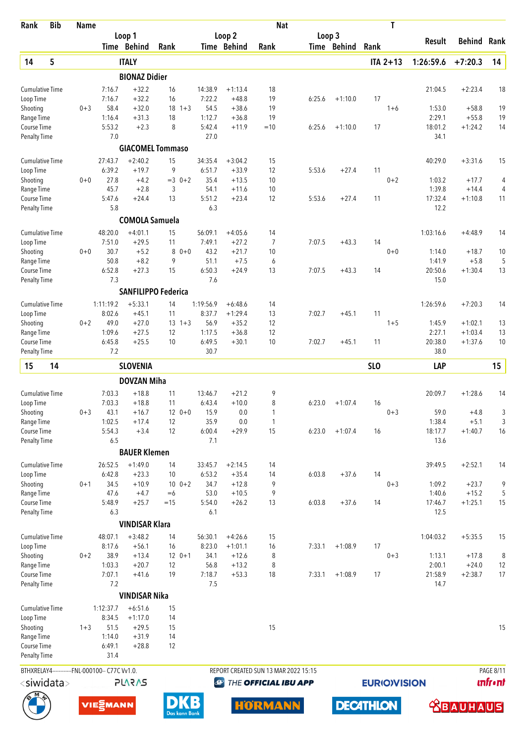| Rank | Bib | Name | | Loop 1 Time | Loop 1 Behind | Loop 1 Rank | | Loop 2 Time | Loop 2 Behind | Loop 2 Rank | Loop 3 Time | Loop 3 Behind | Loop 3 Rank | T | Result | Behind | Rank |
|---|---|---|---|---|---|---|---|---|---|---|---|---|---|---|---|---|---|
| **14** | **5** | **ITALY** | | | | | | | | | | | **ITA** | **2+13** | **1:26:59.6** | **+7:20.3** | **14** |
| | | **BIONAZ Didier** | | | | | | | | | | | | | | | |
| | | Cumulative Time | | 7:16.7 | +32.2 | 16 | | 14:38.9 | +1:13.4 | 18 | | | | | 21:04.5 | +2:23.4 | 18 |
| | | Loop Time | | 7:16.7 | +32.2 | 16 | | 7:22.2 | +48.8 | 19 | 6:25.6 | +1:10.0 | 17 | | | | |
| | | Shooting | 0+3 | 58.4 | +32.0 | 18 | 1+3 | 54.5 | +38.6 | 19 | | | | 1+6 | 1:53.0 | +58.8 | 19 |
| | | Range Time | | 1:16.4 | +31.3 | 18 | | 1:12.7 | +36.8 | 19 | | | | | 2:29.1 | +55.8 | 19 |
| | | Course Time | | 5:53.2 | +2.3 | 8 | | 5:42.4 | +11.9 | =10 | 6:25.6 | +1:10.0 | 17 | | 18:01.2 | +1:24.2 | 14 |
| | | Penalty Time | | 7.0 | | | | 27.0 | | | | | | | 34.1 | | |
| | | **GIACOMEL Tommaso** | | | | | | | | | | | | | | | |
| | | Cumulative Time | | 27:43.7 | +2:40.2 | 15 | | 34:35.4 | +3:04.2 | 15 | | | | | 40:29.0 | +3:31.6 | 15 |
| | | Loop Time | | 6:39.2 | +19.7 | 9 | | 6:51.7 | +33.9 | 12 | 5:53.6 | +27.4 | 11 | | | | |
| | | Shooting | 0+0 | 27.8 | +4.2 | =3 | 0+2 | 35.4 | +13.5 | 10 | | | | 0+2 | 1:03.2 | +17.7 | 4 |
| | | Range Time | | 45.7 | +2.8 | 3 | | 54.1 | +11.6 | 10 | | | | | 1:39.8 | +14.4 | 4 |
| | | Course Time | | 5:47.6 | +24.4 | 13 | | 5:51.2 | +23.4 | 12 | 5:53.6 | +27.4 | 11 | | 17:32.4 | +1:10.8 | 11 |
| | | Penalty Time | | 5.8 | | | | 6.3 | | | | | | | 12.2 | | |
| | | **COMOLA Samuela** | | | | | | | | | | | | | | | |
| | | Cumulative Time | | 48:20.0 | +4:01.1 | 15 | | 56:09.1 | +4:05.6 | 14 | | | | | 1:03:16.6 | +4:48.9 | 14 |
| | | Loop Time | | 7:51.0 | +29.5 | 11 | | 7:49.1 | +27.2 | 7 | 7:07.5 | +43.3 | 14 | | | | |
| | | Shooting | 0+0 | 30.7 | +5.2 | 8 | 0+0 | 43.2 | +21.7 | 10 | | | | 0+0 | 1:14.0 | +18.7 | 10 |
| | | Range Time | | 50.8 | +8.2 | 9 | | 51.1 | +7.5 | 6 | | | | | 1:41.9 | +5.8 | 5 |
| | | Course Time | | 6:52.8 | +27.3 | 15 | | 6:50.3 | +24.9 | 13 | 7:07.5 | +43.3 | 14 | | 20:50.6 | +1:30.4 | 13 |
| | | Penalty Time | | 7.3 | | | | 7.6 | | | | | | | 15.0 | | |
| | | **SANFILIPPO Federica** | | | | | | | | | | | | | | | |
| | | Cumulative Time | | 1:11:19.2 | +5:33.1 | 14 | | 1:19:56.9 | +6:48.6 | 14 | | | | | 1:26:59.6 | +7:20.3 | 14 |
| | | Loop Time | | 8:02.6 | +45.1 | 11 | | 8:37.7 | +1:29.4 | 13 | 7:02.7 | +45.1 | 11 | | | | |
| | | Shooting | 0+2 | 49.0 | +27.0 | 13 | 1+3 | 56.9 | +35.2 | 12 | | | | 1+5 | 1:45.9 | +1:02.1 | 13 |
| | | Range Time | | 1:09.6 | +27.5 | 12 | | 1:17.5 | +36.8 | 12 | | | | | 2:27.1 | +1:03.4 | 13 |
| | | Course Time | | 6:45.8 | +25.5 | 10 | | 6:49.5 | +30.1 | 10 | 7:02.7 | +45.1 | 11 | | 20:38.0 | +1:37.6 | 10 |
| | | Penalty Time | | 7.2 | | | | 30.7 | | | | | | | 38.0 | | |
| **15** | **14** | **SLOVENIA** | | | | | | | | | | | **SLO** | | **LAP** | | **15** |
| | | **DOVZAN Miha** | | | | | | | | | | | | | | | |
| | | Cumulative Time | | 7:03.3 | +18.8 | 11 | | 13:46.7 | +21.2 | 9 | | | | | 20:09.7 | +1:28.6 | 14 |
| | | Loop Time | | 7:03.3 | +18.8 | 11 | | 6:43.4 | +10.0 | 8 | 6:23.0 | +1:07.4 | 16 | | | | |
| | | Shooting | 0+3 | 43.1 | +16.7 | 12 | 0+0 | 15.9 | 0.0 | 1 | | | | 0+3 | 59.0 | +4.8 | 3 |
| | | Range Time | | 1:02.5 | +17.4 | 12 | | 35.9 | 0.0 | 1 | | | | | 1:38.4 | +5.1 | 3 |
| | | Course Time | | 5:54.3 | +3.4 | 12 | | 6:00.4 | +29.9 | 15 | 6:23.0 | +1:07.4 | 16 | | 18:17.7 | +1:40.7 | 16 |
| | | Penalty Time | | 6.5 | | | | 7.1 | | | | | | | 13.6 | | |
| | | **BAUER Klemen** | | | | | | | | | | | | | | | |
| | | Cumulative Time | | 26:52.5 | +1:49.0 | 14 | | 33:45.7 | +2:14.5 | 14 | | | | | 39:49.5 | +2:52.1 | 14 |
| | | Loop Time | | 6:42.8 | +23.3 | 10 | | 6:53.2 | +35.4 | 14 | 6:03.8 | +37.6 | 14 | | | | |
| | | Shooting | 0+1 | 34.5 | +10.9 | 10 | 0+2 | 34.7 | +12.8 | 9 | | | | 0+3 | 1:09.2 | +23.7 | 9 |
| | | Range Time | | 47.6 | +4.7 | =6 | | 53.0 | +10.5 | 9 | | | | | 1:40.6 | +15.2 | 5 |
| | | Course Time | | 5:48.9 | +25.7 | =15 | | 5:54.0 | +26.2 | 13 | 6:03.8 | +37.6 | 14 | | 17:46.7 | +1:25.1 | 15 |
| | | Penalty Time | | 6.3 | | | | 6.1 | | | | | | | 12.5 | | |
| | | **VINDISAR Klara** | | | | | | | | | | | | | | | |
| | | Cumulative Time | | 48:07.1 | +3:48.2 | 14 | | 56:30.1 | +4:26.6 | 15 | | | | | 1:04:03.2 | +5:35.5 | 15 |
| | | Loop Time | | 8:17.6 | +56.1 | 16 | | 8:23.0 | +1:01.1 | 16 | 7:33.1 | +1:08.9 | 17 | | | | |
| | | Shooting | 0+2 | 38.9 | +13.4 | 12 | 0+1 | 34.1 | +12.6 | 8 | | | | 0+3 | 1:13.1 | +17.8 | 8 |
| | | Range Time | | 1:03.3 | +20.7 | 12 | | 56.8 | +13.2 | 8 | | | | | 2:00.1 | +24.0 | 12 |
| | | Course Time | | 7:07.1 | +41.6 | 19 | | 7:18.7 | +53.3 | 18 | 7:33.1 | +1:08.9 | 17 | | 21:58.9 | +2:38.7 | 17 |
| | | Penalty Time | | 7.2 | | | | 7.5 | | | | | | | 14.7 | | |
| | | **VINDISAR Nika** | | | | | | | | | | | | | | | |
| | | Cumulative Time | | 1:12:37.7 | +6:51.6 | 15 | | | | | | | | | | | |
| | | Loop Time | | 8:34.5 | +1:17.0 | 14 | | | | | | | | | | | |
| | | Shooting | 1+3 | 51.5 | +29.5 | 15 | | | | 15 | | | | | | | 15 |
| | | Range Time | | 1:14.0 | +31.9 | 14 | | | | | | | | | | | |
| | | Course Time | | 6:49.1 | +28.8 | 12 | | | | | | | | | | | |
| | | Penalty Time | | 31.4 | | | | | | | | | | | | | |

BTHXRELAY4-----------FNL-000100-- C77C Vv1.0. REPORT CREATED SUN 13 MAR 2022 15:15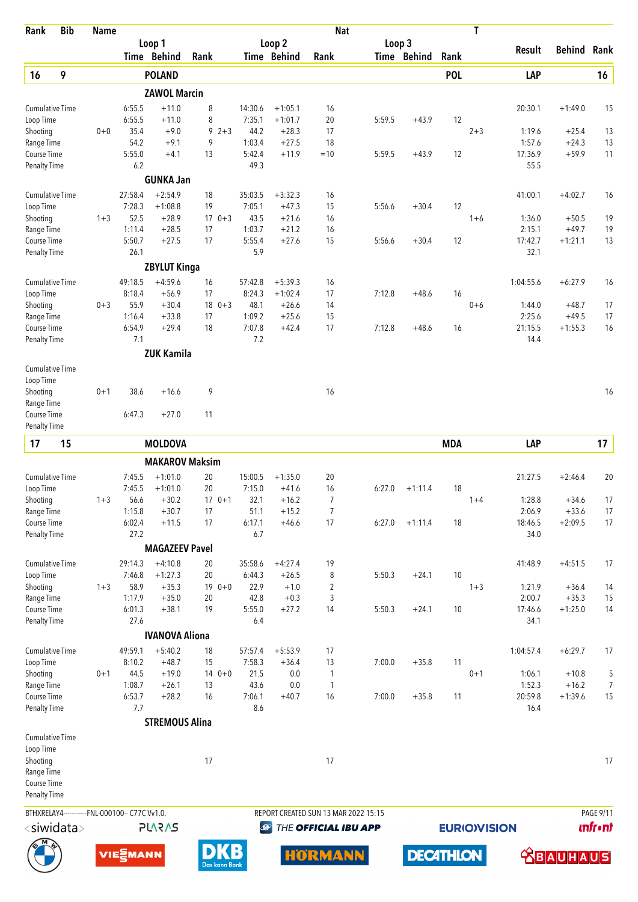| Rank | Bib | Name | | Loop 1 Time | Loop 1 Behind | Loop 1 Rank | | Loop 2 Time | Loop 2 Behind | Loop 2 Rank | Loop 3 Time | Loop 3 Behind | Loop 3 Rank | T | Result | Behind | Rank |
|---|---|---|---|---|---|---|---|---|---|---|---|---|---|---|---|---|---|
| **16** | **9** | **POLAND** | | | | | | | | | | | **POL** | | **LAP** | | **16** |
| | | **ZAWOL Marcin** | | | | | | | | | | | | | | | |
| | | Cumulative Time | | 6:55.5 | +11.0 | 8 | | 14:30.6 | +1:05.1 | 16 | | | | | 20:30.1 | +1:49.0 | 15 |
| | | Loop Time | | 6:55.5 | +11.0 | 8 | | 7:35.1 | +1:01.7 | 20 | 5:59.5 | +43.9 | 12 | | | | |
| | | Shooting | 0+0 | 35.4 | +9.0 | 9 | 2+3 | 44.2 | +28.3 | 17 | | | | 2+3 | 1:19.6 | +25.4 | 13 |
| | | Range Time | | 54.2 | +9.1 | 9 | | 1:03.4 | +27.5 | 18 | | | | | 1:57.6 | +24.3 | 13 |
| | | Course Time | | 5:55.0 | +4.1 | 13 | | 5:42.4 | +11.9 | =10 | 5:59.5 | +43.9 | 12 | | 17:36.9 | +59.9 | 11 |
| | | Penalty Time | | 6.2 | | | | 49.3 | | | | | | | 55.5 | | |
| | | **GUNKA Jan** | | | | | | | | | | | | | | | |
| | | Cumulative Time | | 27:58.4 | +2:54.9 | 18 | | 35:03.5 | +3:32.3 | 16 | | | | | 41:00.1 | +4:02.7 | 16 |
| | | Loop Time | | 7:28.3 | +1:08.8 | 19 | | 7:05.1 | +47.3 | 15 | 5:56.6 | +30.4 | 12 | | | | |
| | | Shooting | 1+3 | 52.5 | +28.9 | 17 | 0+3 | 43.5 | +21.6 | 16 | | | | 1+6 | 1:36.0 | +50.5 | 19 |
| | | Range Time | | 1:11.4 | +28.5 | 17 | | 1:03.7 | +21.2 | 16 | | | | | 2:15.1 | +49.7 | 19 |
| | | Course Time | | 5:50.7 | +27.5 | 17 | | 5:55.4 | +27.6 | 15 | 5:56.6 | +30.4 | 12 | | 17:42.7 | +1:21.1 | 13 |
| | | Penalty Time | | 26.1 | | | | 5.9 | | | | | | | 32.1 | | |
| | | **ZBYLUT Kinga** | | | | | | | | | | | | | | | |
| | | Cumulative Time | | 49:18.5 | +4:59.6 | 16 | | 57:42.8 | +5:39.3 | 16 | | | | | 1:04:55.6 | +6:27.9 | 16 |
| | | Loop Time | | 8:18.4 | +56.9 | 17 | | 8:24.3 | +1:02.4 | 17 | 7:12.8 | +48.6 | 16 | | | | |
| | | Shooting | 0+3 | 55.9 | +30.4 | 18 | 0+3 | 48.1 | +26.6 | 14 | | | | 0+6 | 1:44.0 | +48.7 | 17 |
| | | Range Time | | 1:16.4 | +33.8 | 17 | | 1:09.2 | +25.6 | 15 | | | | | 2:25.6 | +49.5 | 17 |
| | | Course Time | | 6:54.9 | +29.4 | 18 | | 7:07.8 | +42.4 | 17 | 7:12.8 | +48.6 | 16 | | 21:15.5 | +1:55.3 | 16 |
| | | Penalty Time | | 7.1 | | | | 7.2 | | | | | | | 14.4 | | |
| | | **ZUK Kamila** | | | | | | | | | | | | | | | |
| | | Cumulative Time | | | | | | | | | | | | | | | |
| | | Loop Time | | | | | | | | | | | | | | | |
| | | Shooting | 0+1 | 38.6 | +16.6 | 9 | | | | 16 | | | | | | | 16 |
| | | Range Time | | | | | | | | | | | | | | | |
| | | Course Time | | 6:47.3 | +27.0 | 11 | | | | | | | | | | | |
| | | Penalty Time | | | | | | | | | | | | | | | |
| **17** | **15** | **MOLDOVA** | | | | | | | | | | | **MDA** | | **LAP** | | **17** |
| | | **MAKAROV Maksim** | | | | | | | | | | | | | | | |
| | | Cumulative Time | | 7:45.5 | +1:01.0 | 20 | | 15:00.5 | +1:35.0 | 20 | | | | | 21:27.5 | +2:46.4 | 20 |
| | | Loop Time | | 7:45.5 | +1:01.0 | 20 | | 7:15.0 | +41.6 | 16 | 6:27.0 | +1:11.4 | 18 | | | | |
| | | Shooting | 1+3 | 56.6 | +30.2 | 17 | 0+1 | 32.1 | +16.2 | 7 | | | | 1+4 | 1:28.8 | +34.6 | 17 |
| | | Range Time | | 1:15.8 | +30.7 | 17 | | 51.1 | +15.2 | 7 | | | | | 2:06.9 | +33.6 | 17 |
| | | Course Time | | 6:02.4 | +11.5 | 17 | | 6:17.1 | +46.6 | 17 | 6:27.0 | +1:11.4 | 18 | | 18:46.5 | +2:09.5 | 17 |
| | | Penalty Time | | 27.2 | | | | 6.7 | | | | | | | 34.0 | | |
| | | **MAGAZEEV Pavel** | | | | | | | | | | | | | | | |
| | | Cumulative Time | | 29:14.3 | +4:10.8 | 20 | | 35:58.6 | +4:27.4 | 19 | | | | | 41:48.9 | +4:51.5 | 17 |
| | | Loop Time | | 7:46.8 | +1:27.3 | 20 | | 6:44.3 | +26.5 | 8 | 5:50.3 | +24.1 | 10 | | | | |
| | | Shooting | 1+3 | 58.9 | +35.3 | 19 | 0+0 | 22.9 | +1.0 | 2 | | | | 1+3 | 1:21.9 | +36.4 | 14 |
| | | Range Time | | 1:17.9 | +35.0 | 20 | | 42.8 | +0.3 | 3 | | | | | 2:00.7 | +35.3 | 15 |
| | | Course Time | | 6:01.3 | +38.1 | 19 | | 5:55.0 | +27.2 | 14 | 5:50.3 | +24.1 | 10 | | 17:46.6 | +1:25.0 | 14 |
| | | Penalty Time | | 27.6 | | | | 6.4 | | | | | | | 34.1 | | |
| | | **IVANOVA Aliona** | | | | | | | | | | | | | | | |
| | | Cumulative Time | | 49:59.1 | +5:40.2 | 18 | | 57:57.4 | +5:53.9 | 17 | | | | | 1:04:57.4 | +6:29.7 | 17 |
| | | Loop Time | | 8:10.2 | +48.7 | 15 | | 7:58.3 | +36.4 | 13 | 7:00.0 | +35.8 | 11 | | | | |
| | | Shooting | 0+1 | 44.5 | +19.0 | 14 | 0+0 | 21.5 | 0.0 | 1 | | | | 0+1 | 1:06.1 | +10.8 | 5 |
| | | Range Time | | 1:08.7 | +26.1 | 13 | | 43.6 | 0.0 | 1 | | | | | 1:52.3 | +16.2 | 7 |
| | | Course Time | | 6:53.7 | +28.2 | 16 | | 7:06.1 | +40.7 | 16 | 7:00.0 | +35.8 | 11 | | 20:59.8 | +1:39.6 | 15 |
| | | Penalty Time | | 7.7 | | | | 8.6 | | | | | | | 16.4 | | |
| | | **STREMOUS Alina** | | | | | | | | | | | | | | | |
| | | Cumulative Time | | | | | | | | | | | | | | | |
| | | Loop Time | | | | | | | | | | | | | | | |
| | | Shooting | | | | 17 | | | | 17 | | | | | | | 17 |
| | | Range Time | | | | | | | | | | | | | | | |
| | | Course Time | | | | | | | | | | | | | | | |
| | | Penalty Time | | | | | | | | | | | | | | | |

BTHXRELAY4-----------FNL-000100-- C77C Vv1.0. REPORT CREATED SUN 13 MAR 2022 15:15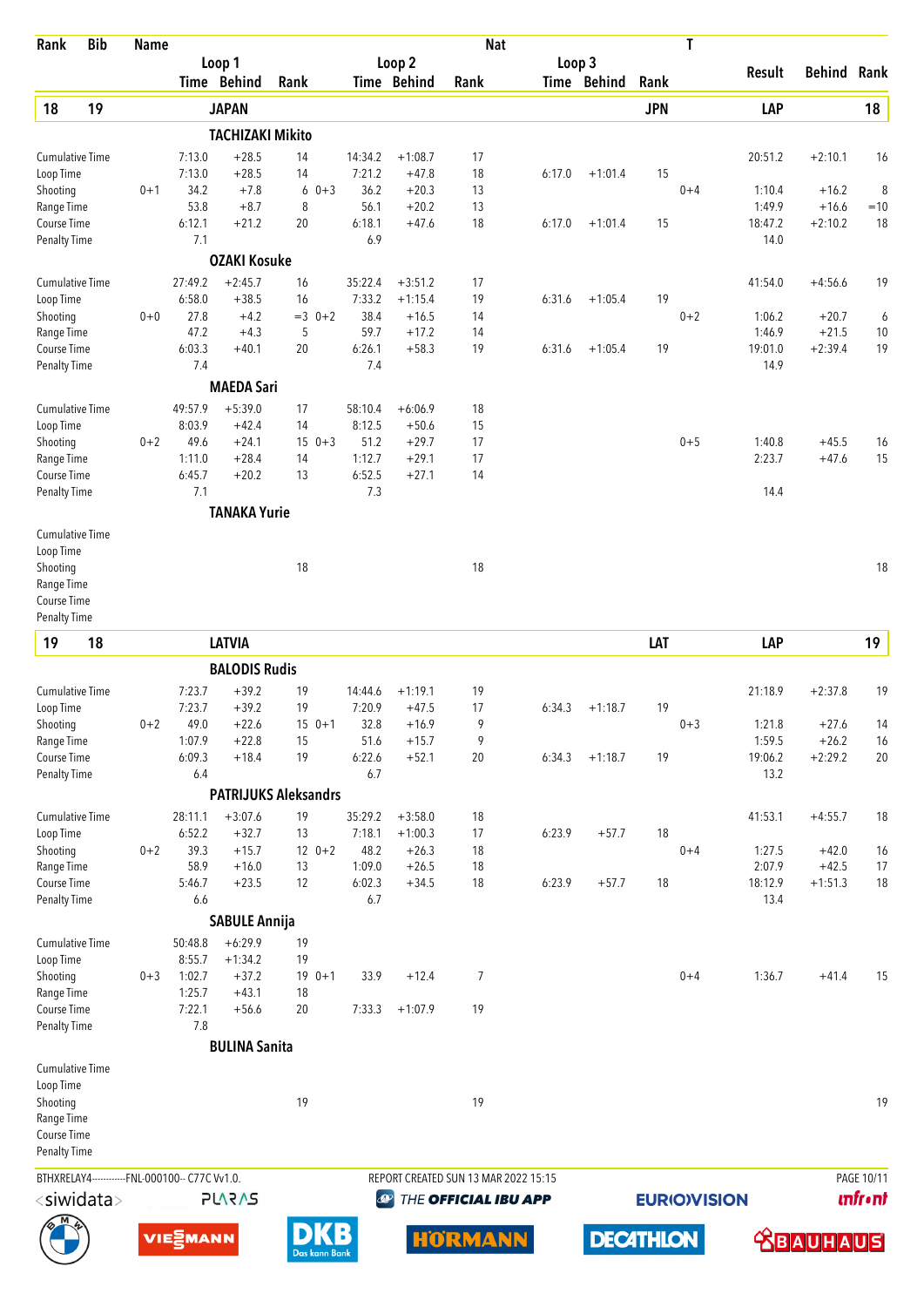| Rank | Bib | Name | Loop 1 Time | Loop 1 Behind | Loop 1 Rank | Loop 2 Time | Loop 2 Behind | Loop 2 Rank | Loop 3 Time | Loop 3 Behind | Loop 3 Rank | T | Result | Behind | Rank |
|---|---|---|---|---|---|---|---|---|---|---|---|---|---|---|---|
| **18** | **19** | **JAPAN** | | | | | | | | | **JPN** | | **LAP** | | **18** |
| | | **TACHIZAKI Mikito** | | | | | | | | | | | | | |
| Cumulative Time | | | 7:13.0 | +28.5 | 14 | 14:34.2 | +1:08.7 | 17 | | | | | 20:51.2 | +2:10.1 | 16 |
| Loop Time | | | 7:13.0 | +28.5 | 14 | 7:21.2 | +47.8 | 18 | 6:17.0 | +1:01.4 | 15 | | | | |
| Shooting | | 0+1 | 34.2 | +7.8 | 6 0+3 | 36.2 | +20.3 | 13 | | | | 0+4 | 1:10.4 | +16.2 | 8 |
| Range Time | | | 53.8 | +8.7 | 8 | 56.1 | +20.2 | 13 | | | | | 1:49.9 | +16.6 | =10 |
| Course Time | | | 6:12.1 | +21.2 | 20 | 6:18.1 | +47.6 | 18 | 6:17.0 | +1:01.4 | 15 | | 18:47.2 | +2:10.2 | 18 |
| Penalty Time | | | 7.1 | | | 6.9 | | | | | | | 14.0 | | |
| | | **OZAKI Kosuke** | | | | | | | | | | | | | |
| Cumulative Time | | | 27:49.2 | +2:45.7 | 16 | 35:22.4 | +3:51.2 | 17 | | | | | 41:54.0 | +4:56.6 | 19 |
| Loop Time | | | 6:58.0 | +38.5 | 16 | 7:33.2 | +1:15.4 | 19 | 6:31.6 | +1:05.4 | 19 | | | | |
| Shooting | | 0+0 | 27.8 | +4.2 | =3 0+2 | 38.4 | +16.5 | 14 | | | | 0+2 | 1:06.2 | +20.7 | 6 |
| Range Time | | | 47.2 | +4.3 | 5 | 59.7 | +17.2 | 14 | | | | | 1:46.9 | +21.5 | 10 |
| Course Time | | | 6:03.3 | +40.1 | 20 | 6:26.1 | +58.3 | 19 | 6:31.6 | +1:05.4 | 19 | | 19:01.0 | +2:39.4 | 19 |
| Penalty Time | | | 7.4 | | | 7.4 | | | | | | | 14.9 | | |
| | | **MAEDA Sari** | | | | | | | | | | | | | |
| Cumulative Time | | | 49:57.9 | +5:39.0 | 17 | 58:10.4 | +6:06.9 | 18 | | | | | | | |
| Loop Time | | | 8:03.9 | +42.4 | 14 | 8:12.5 | +50.6 | 15 | | | | | | | |
| Shooting | | 0+2 | 49.6 | +24.1 | 15 0+3 | 51.2 | +29.7 | 17 | | | | 0+5 | 1:40.8 | +45.5 | 16 |
| Range Time | | | 1:11.0 | +28.4 | 14 | 1:12.7 | +29.1 | 17 | | | | | 2:23.7 | +47.6 | 15 |
| Course Time | | | 6:45.7 | +20.2 | 13 | 6:52.5 | +27.1 | 14 | | | | | | | |
| Penalty Time | | | 7.1 | | | 7.3 | | | | | | | 14.4 | | |
| | | **TANAKA Yurie** | | | | | | | | | | | | | |
| Cumulative Time | | | | | | | | | | | | | | | |
| Loop Time | | | | | | | | | | | | | | | |
| Shooting | | | | | 18 | | | 18 | | | | | | | 18 |
| Range Time | | | | | | | | | | | | | | | |
| Course Time | | | | | | | | | | | | | | | |
| Penalty Time | | | | | | | | | | | | | | | |
| **19** | **18** | **LATVIA** | | | | | | | | | **LAT** | | **LAP** | | **19** |
| | | **BALODIS Rudis** | | | | | | | | | | | | | |
| Cumulative Time | | | 7:23.7 | +39.2 | 19 | 14:44.6 | +1:19.1 | 19 | | | | | 21:18.9 | +2:37.8 | 19 |
| Loop Time | | | 7:23.7 | +39.2 | 19 | 7:20.9 | +47.5 | 17 | 6:34.3 | +1:18.7 | 19 | | | | |
| Shooting | | 0+2 | 49.0 | +22.6 | 15 0+1 | 32.8 | +16.9 | 9 | | | | 0+3 | 1:21.8 | +27.6 | 14 |
| Range Time | | | 1:07.9 | +22.8 | 15 | 51.6 | +15.7 | 9 | | | | | 1:59.5 | +26.2 | 16 |
| Course Time | | | 6:09.3 | +18.4 | 19 | 6:22.6 | +52.1 | 20 | 6:34.3 | +1:18.7 | 19 | | 19:06.2 | +2:29.2 | 20 |
| Penalty Time | | | 6.4 | | | 6.7 | | | | | | | 13.2 | | |
| | | **PATRIJUKS Aleksandrs** | | | | | | | | | | | | | |
| Cumulative Time | | | 28:11.1 | +3:07.6 | 19 | 35:29.2 | +3:58.0 | 18 | | | | | 41:53.1 | +4:55.7 | 18 |
| Loop Time | | | 6:52.2 | +32.7 | 13 | 7:18.1 | +1:00.3 | 17 | 6:23.9 | +57.7 | 18 | | | | |
| Shooting | | 0+2 | 39.3 | +15.7 | 12 0+2 | 48.2 | +26.3 | 18 | | | | 0+4 | 1:27.5 | +42.0 | 16 |
| Range Time | | | 58.9 | +16.0 | 13 | 1:09.0 | +26.5 | 18 | | | | | 2:07.9 | +42.5 | 17 |
| Course Time | | | 5:46.7 | +23.5 | 12 | 6:02.3 | +34.5 | 18 | 6:23.9 | +57.7 | 18 | | 18:12.9 | +1:51.3 | 18 |
| Penalty Time | | | 6.6 | | | 6.7 | | | | | | | 13.4 | | |
| | | **SABULE Annija** | | | | | | | | | | | | | |
| Cumulative Time | | | 50:48.8 | +6:29.9 | 19 | | | | | | | | | | |
| Loop Time | | | 8:55.7 | +1:34.2 | 19 | | | | | | | | | | |
| Shooting | | 0+3 | 1:02.7 | +37.2 | 19 0+1 | 33.9 | +12.4 | 7 | | | | 0+4 | 1:36.7 | +41.4 | 15 |
| Range Time | | | 1:25.7 | +43.1 | 18 | | | | | | | | | | |
| Course Time | | | 7:22.1 | +56.6 | 20 | 7:33.3 | +1:07.9 | 19 | | | | | | | |
| Penalty Time | | | 7.8 | | | | | | | | | | | | |
| | | **BULINA Sanita** | | | | | | | | | | | | | |
| Cumulative Time | | | | | | | | | | | | | | | |
| Loop Time | | | | | | | | | | | | | | | |
| Shooting | | | | | 19 | | | 19 | | | | | | | 19 |
| Range Time | | | | | | | | | | | | | | | |
| Course Time | | | | | | | | | | | | | | | |
| Penalty Time | | | | | | | | | | | | | | | |

BTHXRELAY4-----------FNL-000100-- C77C Vv1.0. REPORT CREATED SUN 13 MAR 2022 15:15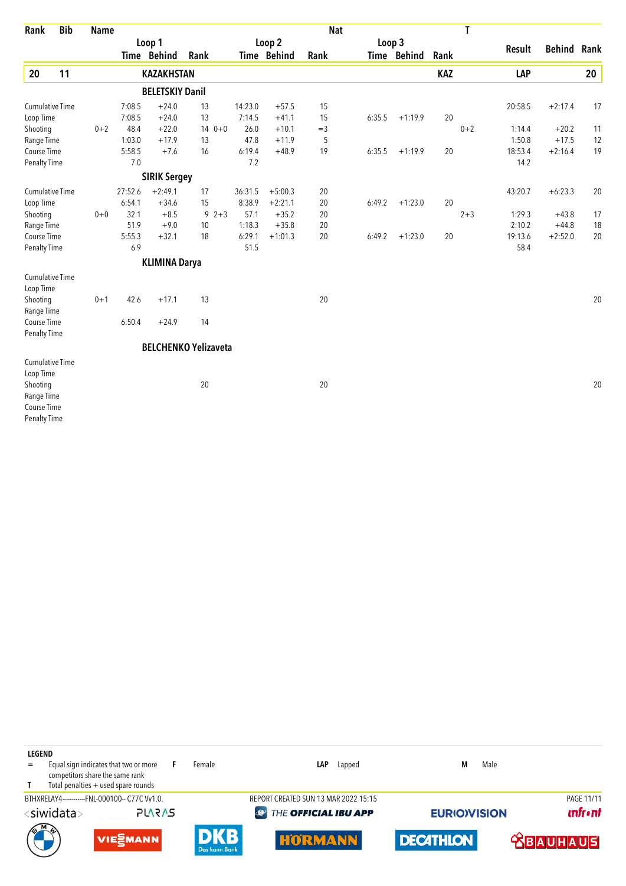| Rank | Bib | Name | Loop 1 Time | Loop 1 Behind | Loop 1 Rank | Loop 2 Time | Loop 2 Behind | Loop 2 Rank | Loop 3 Time | Loop 3 Behind | Loop 3 Rank | T | Result | Behind | Rank |
|---|---|---|---|---|---|---|---|---|---|---|---|---|---|---|---|
| **20** | **11** | **KAZAKHSTAN** | | | | | | | | | **KAZ** | | **LAP** | | **20** |
| | | **BELETSKIY Danil** | | | | | | | | | | | | | |
| Cumulative Time | | | 7:08.5 | +24.0 | 13 | 14:23.0 | +57.5 | 15 | | | | | 20:58.5 | +2:17.4 | 17 |
| Loop Time | | | 7:08.5 | +24.0 | 13 | 7:14.5 | +41.1 | 15 | 6:35.5 | +1:19.9 | 20 | | | | |
| Shooting | 0+2 | | 48.4 | +22.0 | 14 0+0 | 26.0 | +10.1 | =3 | | | | 0+2 | 1:14.4 | +20.2 | 11 |
| Range Time | | | 1:03.0 | +17.9 | 13 | 47.8 | +11.9 | 5 | | | | | 1:50.8 | +17.5 | 12 |
| Course Time | | | 5:58.5 | +7.6 | 16 | 6:19.4 | +48.9 | 19 | 6:35.5 | +1:19.9 | 20 | | 18:53.4 | +2:16.4 | 19 |
| Penalty Time | | | 7.0 | | | 7.2 | | | | | | | 14.2 | | |
| | | **SIRIK Sergey** | | | | | | | | | | | | | |
| Cumulative Time | | | 27:52.6 | +2:49.1 | 17 | 36:31.5 | +5:00.3 | 20 | | | | | 43:20.7 | +6:23.3 | 20 |
| Loop Time | | | 6:54.1 | +34.6 | 15 | 8:38.9 | +2:21.1 | 20 | 6:49.2 | +1:23.0 | 20 | | | | |
| Shooting | 0+0 | | 32.1 | +8.5 | 9 2+3 | 57.1 | +35.2 | 20 | | | | 2+3 | 1:29.3 | +43.8 | 17 |
| Range Time | | | 51.9 | +9.0 | 10 | 1:18.3 | +35.8 | 20 | | | | | 2:10.2 | +44.8 | 18 |
| Course Time | | | 5:55.3 | +32.1 | 18 | 6:29.1 | +1:01.3 | 20 | 6:49.2 | +1:23.0 | 20 | | 19:13.6 | +2:52.0 | 20 |
| Penalty Time | | | 6.9 | | | 51.5 | | | | | | | 58.4 | | |
| | | **KLIMINA Darya** | | | | | | | | | | | | | |
| Cumulative Time | | | | | | | | | | | | | | | |
| Loop Time | | | | | | | | | | | | | | | |
| Shooting | 0+1 | | 42.6 | +17.1 | 13 | | | 20 | | | | | | | 20 |
| Range Time | | | | | | | | | | | | | | | |
| Course Time | | | 6:50.4 | +24.9 | 14 | | | | | | | | | | |
| Penalty Time | | | | | | | | | | | | | | | |
| | | **BELCHENKO Yelizaveta** | | | | | | | | | | | | | |
| Cumulative Time | | | | | | | | | | | | | | | |
| Loop Time | | | | | | | | | | | | | | | |
| Shooting | | | | | 20 | | | 20 | | | | | | | 20 |
| Range Time | | | | | | | | | | | | | | | |
| Course Time | | | | | | | | | | | | | | | |
| Penalty Time | | | | | | | | | | | | | | | |

**LEGEND**

- = Equal sign indicates that two or more competitors share the same rank
- T Total penalties + used spare rounds
- F Female
- LAP Lapped
- M Male

BTHXRELAY4-----------FNL-000100-- C77C Vv1.0.

REPORT CREATED SUN 13 MAR 2022 15:15